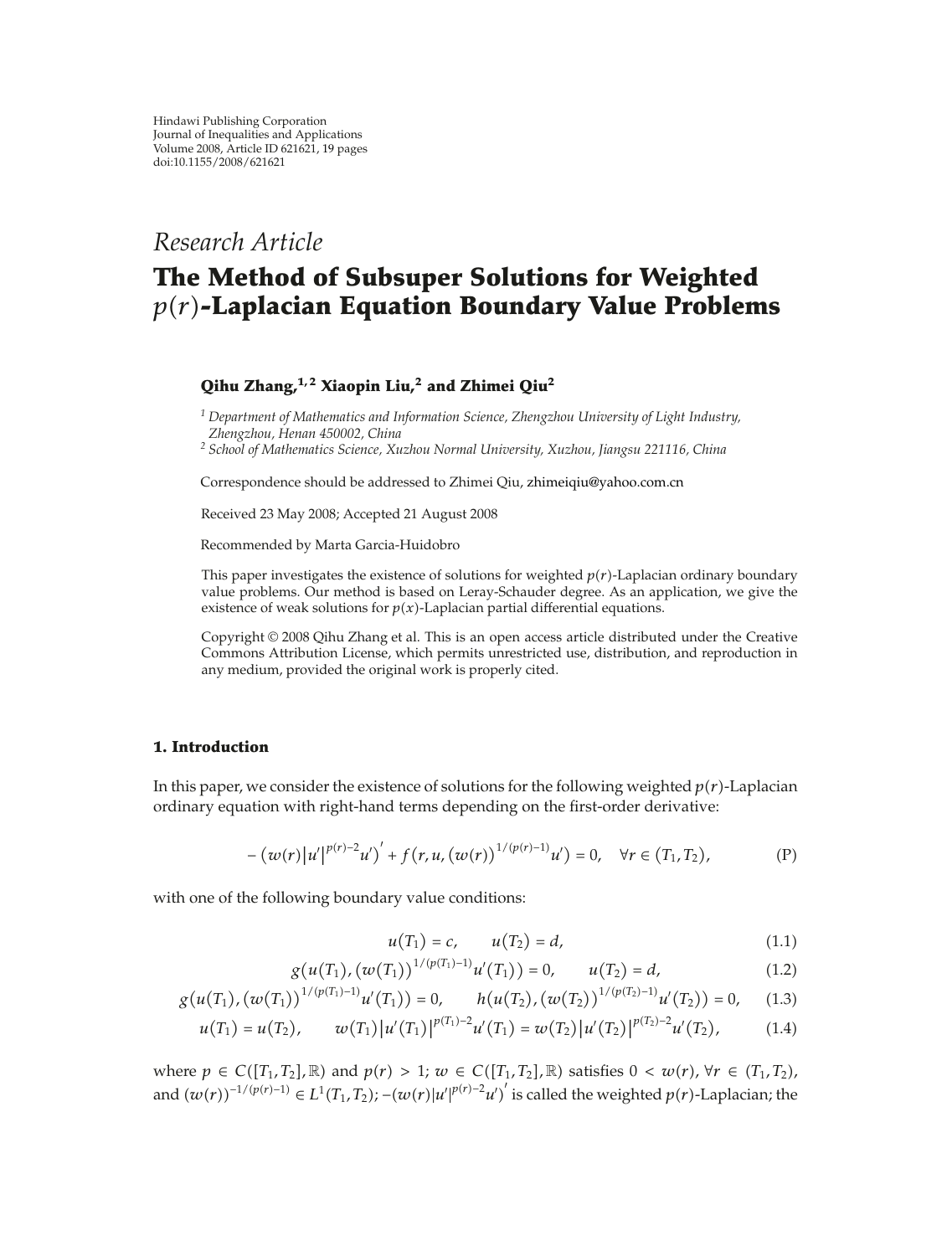Hindawi Publishing Corporation
Journal of Inequalities and Applications
Volume 2008, Article ID 621621, 19 pages
doi:10.1155/2008/621621

*Research Article*

# The Method of Subsuper Solutions for Weighted $p(r)$-Laplacian Equation Boundary Value Problems

**Qihu Zhang,[1,2] Xiaopin Liu,[2] and Zhimei Qiu[2]**

[1] *Department of Mathematics and Information Science, Zhengzhou University of Light Industry, Zhengzhou, Henan 450002, China*

[2] *School of Mathematics Science, Xuzhou Normal University, Xuzhou, Jiangsu 221116, China*

Correspondence should be addressed to Zhimei Qiu, zhimeiqiu@yahoo.com.cn

Received 23 May 2008; Accepted 21 August 2008

Recommended by Marta Garcia-Huidobro

This paper investigates the existence of solutions for weighted $p(r)$-Laplacian ordinary boundary value problems. Our method is based on Leray-Schauder degree. As an application, we give the existence of weak solutions for $p(x)$-Laplacian partial differential equations.

Copyright © 2008 Qihu Zhang et al. This is an open access article distributed under the Creative Commons Attribution License, which permits unrestricted use, distribution, and reproduction in any medium, provided the original work is properly cited.

## 1. Introduction

In this paper, we consider the existence of solutions for the following weighted $p(r)$-Laplacian ordinary equation with right-hand terms depending on the first-order derivative:

$$-\left(w(r)\left|u'\right|^{p(r)-2}u'\right)' + f\left(r,u,(w(r))^{1/(p(r)-1)}u'\right) = 0, \quad \forall r \in (T_1,T_2), \tag{P}$$

with one of the following boundary value conditions:

$$u(T_1) = c, \qquad u(T_2) = d, \tag{1.1}$$

$$g\left(u(T_1),(w(T_1))^{1/(p(T_1)-1)}u'(T_1)\right) = 0, \qquad u(T_2) = d, \tag{1.2}$$

$$g\left(u(T_1),(w(T_1))^{1/(p(T_1)-1)}u'(T_1)\right) = 0, \qquad h\left(u(T_2),(w(T_2))^{1/(p(T_2)-1)}u'(T_2)\right) = 0, \tag{1.3}$$

$$u(T_1) = u(T_2), \qquad w(T_1)\left|u'(T_1)\right|^{p(T_1)-2}u'(T_1) = w(T_2)\left|u'(T_2)\right|^{p(T_2)-2}u'(T_2), \tag{1.4}$$

where $p \in C([T_1,T_2],\mathbb{R})$ and $p(r) > 1$; $w \in C([T_1,T_2],\mathbb{R})$ satisfies $0 < w(r)$, $\forall r \in (T_1,T_2)$, and $(w(r))^{-1/(p(r)-1)} \in L^1(T_1,T_2)$; $-(w(r)|u'|^{p(r)-2}u')'$ is called the weighted $p(r)$-Laplacian; the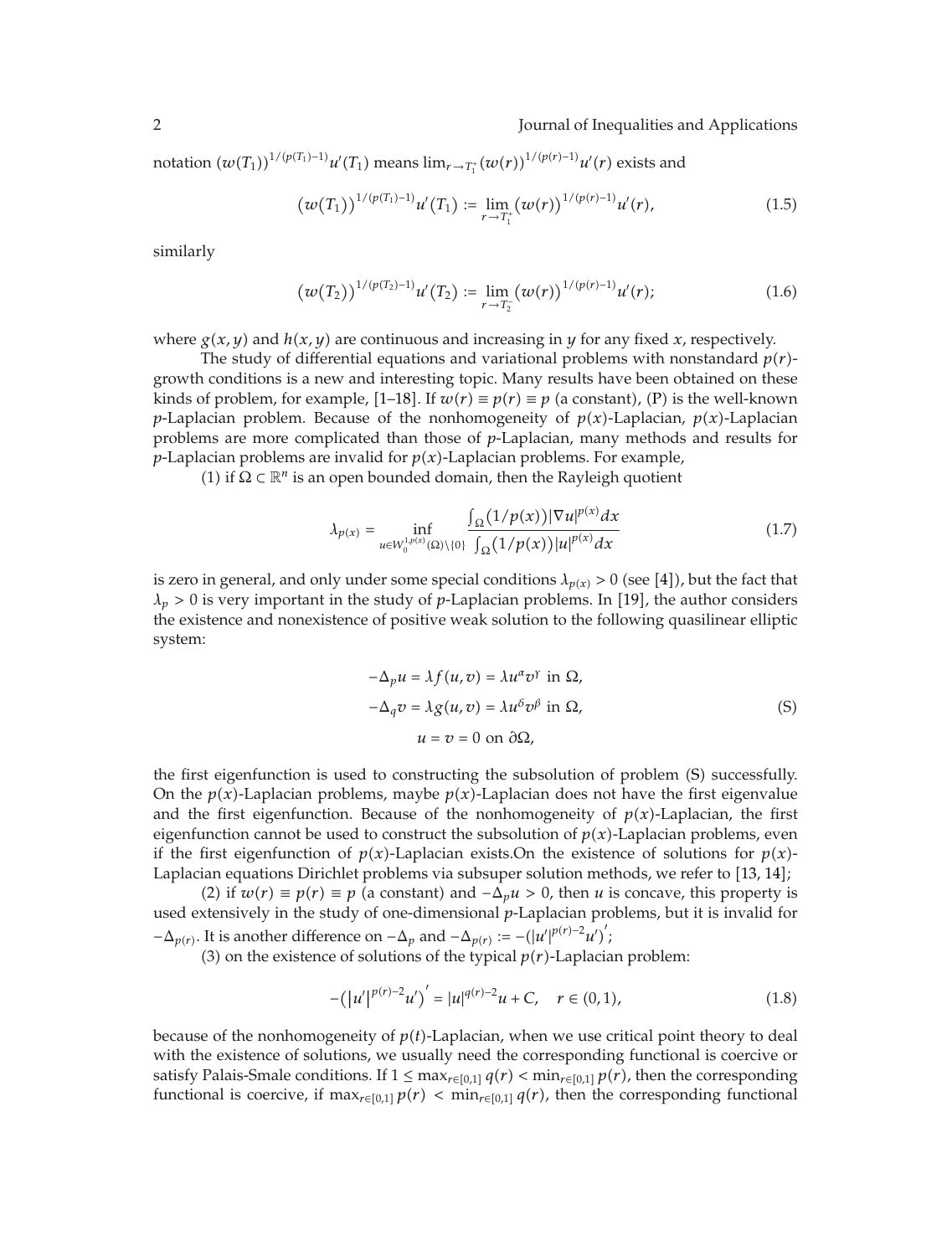notation $(w(T_1))^{1/(p(T_1)-1)}u'(T_1)$ means $\lim_{r\to T_1^+}(w(r))^{1/(p(r)-1)}u'(r)$ exists and

$$(w(T_1))^{1/(p(T_1)-1)}u'(T_1) := \lim_{r\to T_1^+}(w(r))^{1/(p(r)-1)}u'(r), \tag{1.5}$$

similarly

$$(w(T_2))^{1/(p(T_2)-1)}u'(T_2) := \lim_{r\to T_2^-}(w(r))^{1/(p(r)-1)}u'(r); \tag{1.6}$$

where $g(x,y)$ and $h(x,y)$ are continuous and increasing in $y$ for any fixed $x$, respectively.

The study of differential equations and variational problems with nonstandard $p(r)$-growth conditions is a new and interesting topic. Many results have been obtained on these kinds of problem, for example, [1–18]. If $w(r)\equiv p(r)\equiv p$ (a constant), (P) is the well-known $p$-Laplacian problem. Because of the nonhomogeneity of $p(x)$-Laplacian, $p(x)$-Laplacian problems are more complicated than those of $p$-Laplacian, many methods and results for $p$-Laplacian problems are invalid for $p(x)$-Laplacian problems. For example,

(1) if $\Omega\subset\mathbb{R}^n$ is an open bounded domain, then the Rayleigh quotient

$$\lambda_{p(x)} = \inf_{u\in W_0^{1,p(x)}(\Omega)\setminus\{0\}} \frac{\int_\Omega (1/p(x))|\nabla u|^{p(x)}dx}{\int_\Omega (1/p(x))|u|^{p(x)}dx} \tag{1.7}$$

is zero in general, and only under some special conditions $\lambda_{p(x)}>0$ (see [4]), but the fact that $\lambda_p>0$ is very important in the study of $p$-Laplacian problems. In [19], the author considers the existence and nonexistence of positive weak solution to the following quasilinear elliptic system:

$$\begin{gathered}
-\Delta_p u = \lambda f(u,v) = \lambda u^\alpha v^\gamma \text{ in } \Omega,\\
-\Delta_q v = \lambda g(u,v) = \lambda u^\delta v^\beta \text{ in } \Omega,\\
u = v = 0 \text{ on } \partial\Omega,
\end{gathered} \tag{S}$$

the first eigenfunction is used to constructing the subsolution of problem (S) successfully. On the $p(x)$-Laplacian problems, maybe $p(x)$-Laplacian does not have the first eigenvalue and the first eigenfunction. Because of the nonhomogeneity of $p(x)$-Laplacian, the first eigenfunction cannot be used to construct the subsolution of $p(x)$-Laplacian problems, even if the first eigenfunction of $p(x)$-Laplacian exists.On the existence of solutions for $p(x)$-Laplacian equations Dirichlet problems via subsuper solution methods, we refer to [13, 14];

(2) if $w(r)\equiv p(r)\equiv p$ (a constant) and $-\Delta_p u>0$, then $u$ is concave, this property is used extensively in the study of one-dimensional $p$-Laplacian problems, but it is invalid for $-\Delta_{p(r)}$. It is another difference on $-\Delta_p$ and $-\Delta_{p(r)} := -(|u'|^{p(r)-2}u')'$;

(3) on the existence of solutions of the typical $p(r)$-Laplacian problem:

$$-\left(|u'|^{p(r)-2}u'\right)' = |u|^{q(r)-2}u + C, \quad r\in(0,1), \tag{1.8}$$

because of the nonhomogeneity of $p(t)$-Laplacian, when we use critical point theory to deal with the existence of solutions, we usually need the corresponding functional is coercive or satisfy Palais-Smale conditions. If $1\le \max_{r\in[0,1]} q(r) < \min_{r\in[0,1]} p(r)$, then the corresponding functional is coercive, if $\max_{r\in[0,1]} p(r) < \min_{r\in[0,1]} q(r)$, then the corresponding functional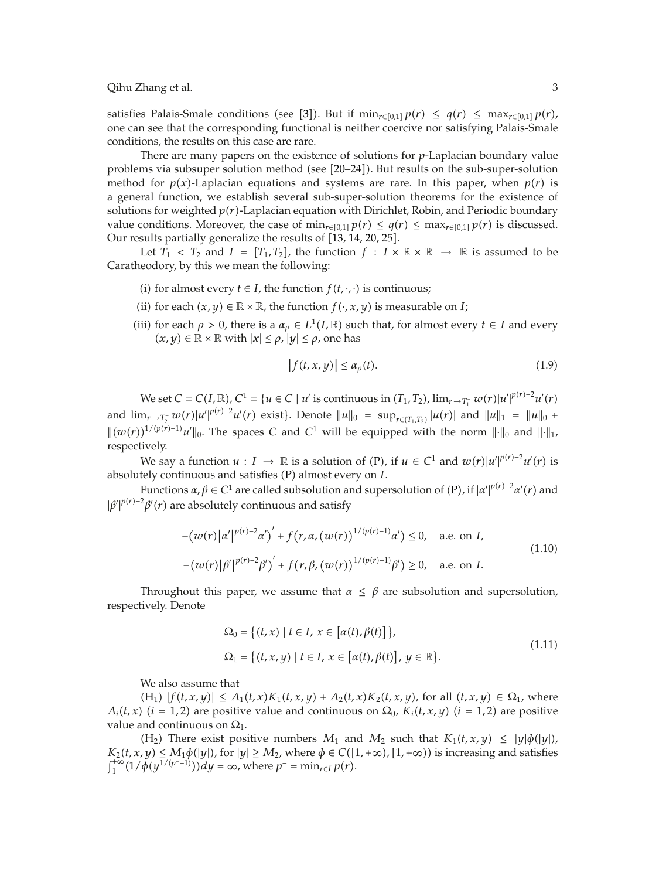satisfies Palais-Smale conditions (see [3]). But if $\min_{r\in[0,1]} p(r) \leq q(r) \leq \max_{r\in[0,1]} p(r)$, one can see that the corresponding functional is neither coercive nor satisfying Palais-Smale conditions, the results on this case are rare.

There are many papers on the existence of solutions for $p$-Laplacian boundary value problems via subsuper solution method (see [20–24]). But results on the sub-super-solution method for $p(x)$-Laplacian equations and systems are rare. In this paper, when $p(r)$ is a general function, we establish several sub-super-solution theorems for the existence of solutions for weighted $p(r)$-Laplacian equation with Dirichlet, Robin, and Periodic boundary value conditions. Moreover, the case of $\min_{r\in[0,1]} p(r) \leq q(r) \leq \max_{r\in[0,1]} p(r)$ is discussed. Our results partially generalize the results of [13, 14, 20, 25].

Let $T_1 < T_2$ and $I = [T_1, T_2]$, the function $f : I \times \mathbb{R} \times \mathbb{R} \to \mathbb{R}$ is assumed to be Caratheodory, by this we mean the following:

(i) for almost every $t \in I$, the function $f(t,\cdot,\cdot)$ is continuous;

(ii) for each $(x,y) \in \mathbb{R}\times\mathbb{R}$, the function $f(\cdot,x,y)$ is measurable on $I$;

(iii) for each $\rho > 0$, there is a $\alpha_\rho \in L^1(I,\mathbb{R})$ such that, for almost every $t \in I$ and every $(x,y) \in \mathbb{R}\times\mathbb{R}$ with $|x| \leq \rho$, $|y| \leq \rho$, one has

$$\left|f(t,x,y)\right| \leq \alpha_\rho(t). \tag{1.9}$$

We set $C = C(I,\mathbb{R})$, $C^1 = \{u \in C \mid u' \text{ is continuous in } (T_1,T_2), \lim_{r\to T_1^+} w(r)|u'|^{p(r)-2}u'(r)$ and $\lim_{r\to T_2^-} w(r)|u'|^{p(r)-2}u'(r)$ exist$\}$. Denote $\|u\|_0 = \sup_{r\in(T_1,T_2)}|u(r)|$ and $\|u\|_1 = \|u\|_0 + \|(w(r))^{1/(p(r)-1)}u'\|_0$. The spaces $C$ and $C^1$ will be equipped with the norm $\|\cdot\|_0$ and $\|\cdot\|_1$, respectively.

We say a function $u : I \to \mathbb{R}$ is a solution of (P), if $u \in C^1$ and $w(r)|u'|^{p(r)-2}u'(r)$ is absolutely continuous and satisfies (P) almost every on $I$.

Functions $\alpha, \beta \in C^1$ are called subsolution and supersolution of (P), if $|\alpha'|^{p(r)-2}\alpha'(r)$ and $|\beta'|^{p(r)-2}\beta'(r)$ are absolutely continuous and satisfy

$$\begin{aligned}
&-\left(w(r)\left|\alpha'\right|^{p(r)-2}\alpha'\right)' + f\left(r,\alpha,\left(w(r)\right)^{1/(p(r)-1)}\alpha'\right) \leq 0, \quad \text{a.e. on } I,\\
&-\left(w(r)\left|\beta'\right|^{p(r)-2}\beta'\right)' + f\left(r,\beta,\left(w(r)\right)^{1/(p(r)-1)}\beta'\right) \geq 0, \quad \text{a.e. on } I.
\end{aligned} \tag{1.10}$$

Throughout this paper, we assume that $\alpha \leq \beta$ are subsolution and supersolution, respectively. Denote

$$\begin{aligned}
\Omega_0 &= \left\{(t,x) \mid t \in I,\ x \in \left[\alpha(t),\beta(t)\right]\right\},\\
\Omega_1 &= \left\{(t,x,y) \mid t \in I,\ x \in \left[\alpha(t),\beta(t)\right],\ y \in \mathbb{R}\right\}.
\end{aligned} \tag{1.11}$$

We also assume that

($H_1$) $|f(t,x,y)| \leq A_1(t,x)K_1(t,x,y) + A_2(t,x)K_2(t,x,y)$, for all $(t,x,y) \in \Omega_1$, where $A_i(t,x)$ $(i = 1,2)$ are positive value and continuous on $\Omega_0$, $K_i(t,x,y)$ $(i = 1,2)$ are positive value and continuous on $\Omega_1$.

($H_2$) There exist positive numbers $M_1$ and $M_2$ such that $K_1(t,x,y) \leq |y|\phi(|y|)$, $K_2(t,x,y) \leq M_1\phi(|y|)$, for $|y| \geq M_2$, where $\phi \in C([1,+\infty),[1,+\infty))$ is increasing and satisfies $\int_1^{+\infty}(1/\phi(y^{1/(p^- -1)}))dy = \infty$, where $p^- = \min_{r\in I} p(r)$.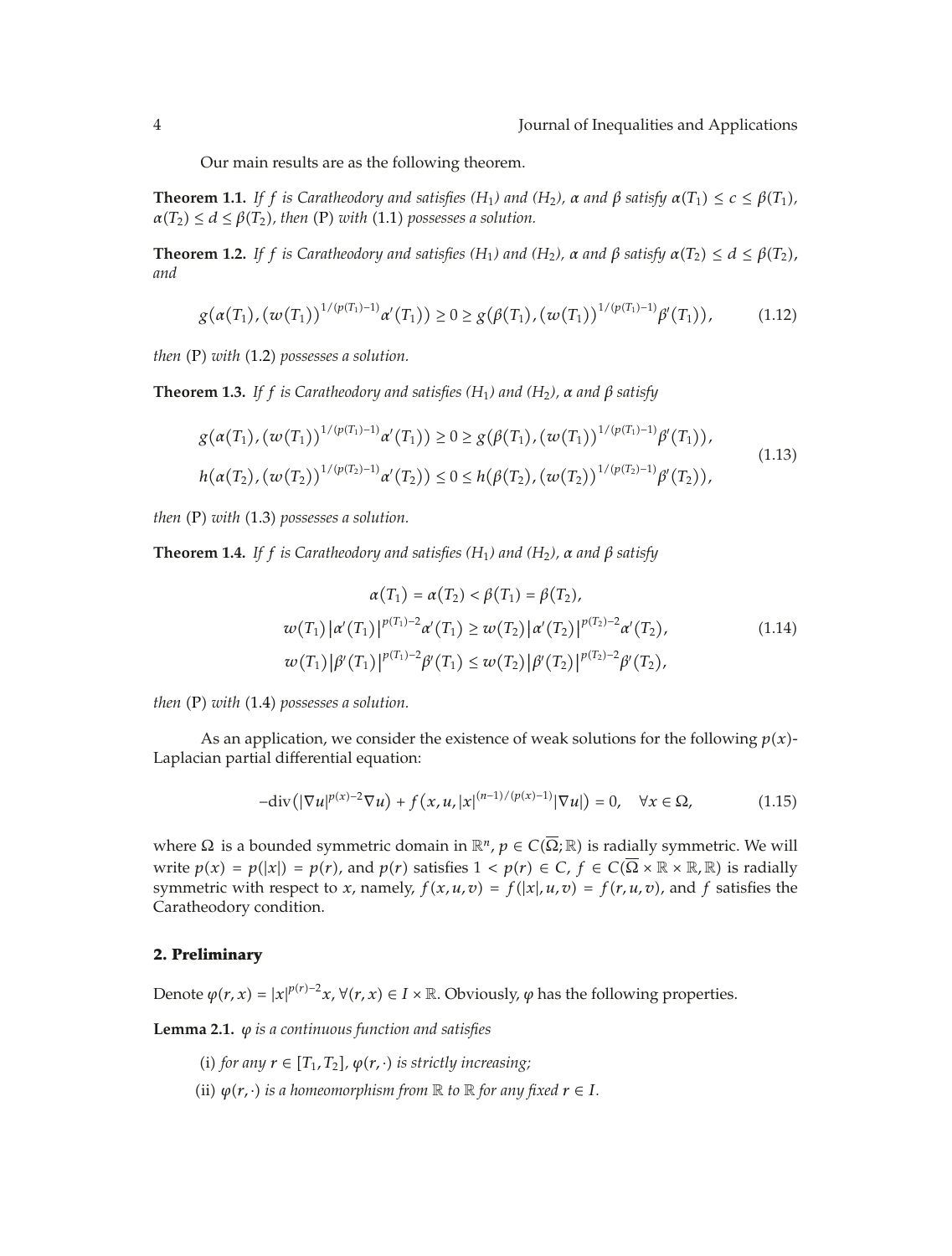Our main results are as the following theorem.

**Theorem 1.1.** *If $f$ is Caratheodory and satisfies ($H_1$) and ($H_2$), $\alpha$ and $\beta$ satisfy $\alpha(T_1) \le c \le \beta(T_1)$, $\alpha(T_2) \le d \le \beta(T_2)$, then* (P) *with* (1.1) *possesses a solution.*

**Theorem 1.2.** *If $f$ is Caratheodory and satisfies ($H_1$) and ($H_2$), $\alpha$ and $\beta$ satisfy $\alpha(T_2) \le d \le \beta(T_2)$, and*

$$g\left(\alpha(T_1), (w(T_1))^{1/(p(T_1)-1)}\alpha'(T_1)\right) \ge 0 \ge g\left(\beta(T_1), (w(T_1))^{1/(p(T_1)-1)}\beta'(T_1)\right), \tag{1.12}$$

*then* (P) *with* (1.2) *possesses a solution.*

**Theorem 1.3.** *If $f$ is Caratheodory and satisfies ($H_1$) and ($H_2$), $\alpha$ and $\beta$ satisfy*

$$\begin{aligned} &g\left(\alpha(T_1), (w(T_1))^{1/(p(T_1)-1)}\alpha'(T_1)\right) \ge 0 \ge g\left(\beta(T_1), (w(T_1))^{1/(p(T_1)-1)}\beta'(T_1)\right), \\ &h\left(\alpha(T_2), (w(T_2))^{1/(p(T_2)-1)}\alpha'(T_2)\right) \le 0 \le h\left(\beta(T_2), (w(T_2))^{1/(p(T_2)-1)}\beta'(T_2)\right), \end{aligned} \tag{1.13}$$

*then* (P) *with* (1.3) *possesses a solution.*

**Theorem 1.4.** *If $f$ is Caratheodory and satisfies ($H_1$) and ($H_2$), $\alpha$ and $\beta$ satisfy*

$$\begin{gathered} \alpha(T_1) = \alpha(T_2) < \beta(T_1) = \beta(T_2), \\ w(T_1)\left|\alpha'(T_1)\right|^{p(T_1)-2}\alpha'(T_1) \ge w(T_2)\left|\alpha'(T_2)\right|^{p(T_2)-2}\alpha'(T_2), \\ w(T_1)\left|\beta'(T_1)\right|^{p(T_1)-2}\beta'(T_1) \le w(T_2)\left|\beta'(T_2)\right|^{p(T_2)-2}\beta'(T_2), \end{gathered} \tag{1.14}$$

*then* (P) *with* (1.4) *possesses a solution.*

As an application, we consider the existence of weak solutions for the following $p(x)$-Laplacian partial differential equation:

$$-\operatorname{div}\left(|\nabla u|^{p(x)-2}\nabla u\right) + f\left(x, u, |x|^{(n-1)/(p(x)-1)}|\nabla u|\right) = 0, \quad \forall x \in \Omega, \tag{1.15}$$

where $\Omega$ is a bounded symmetric domain in $\mathbb{R}^n$, $p \in C(\overline{\Omega}; \mathbb{R})$ is radially symmetric. We will write $p(x) = p(|x|) = p(r)$, and $p(r)$ satisfies $1 < p(r) \in C$, $f \in C(\overline{\Omega} \times \mathbb{R} \times \mathbb{R}, \mathbb{R})$ is radially symmetric with respect to $x$, namely, $f(x, u, v) = f(|x|, u, v) = f(r, u, v)$, and $f$ satisfies the Caratheodory condition.

## 2. Preliminary

Denote $\varphi(r, x) = |x|^{p(r)-2}x$, $\forall (r, x) \in I \times \mathbb{R}$. Obviously, $\varphi$ has the following properties.

**Lemma 2.1.** *$\varphi$ is a continuous function and satisfies*

(i) *for any $r \in [T_1, T_2]$, $\varphi(r, \cdot)$ is strictly increasing;*

(ii) *$\varphi(r, \cdot)$ is a homeomorphism from $\mathbb{R}$ to $\mathbb{R}$ for any fixed $r \in I$.*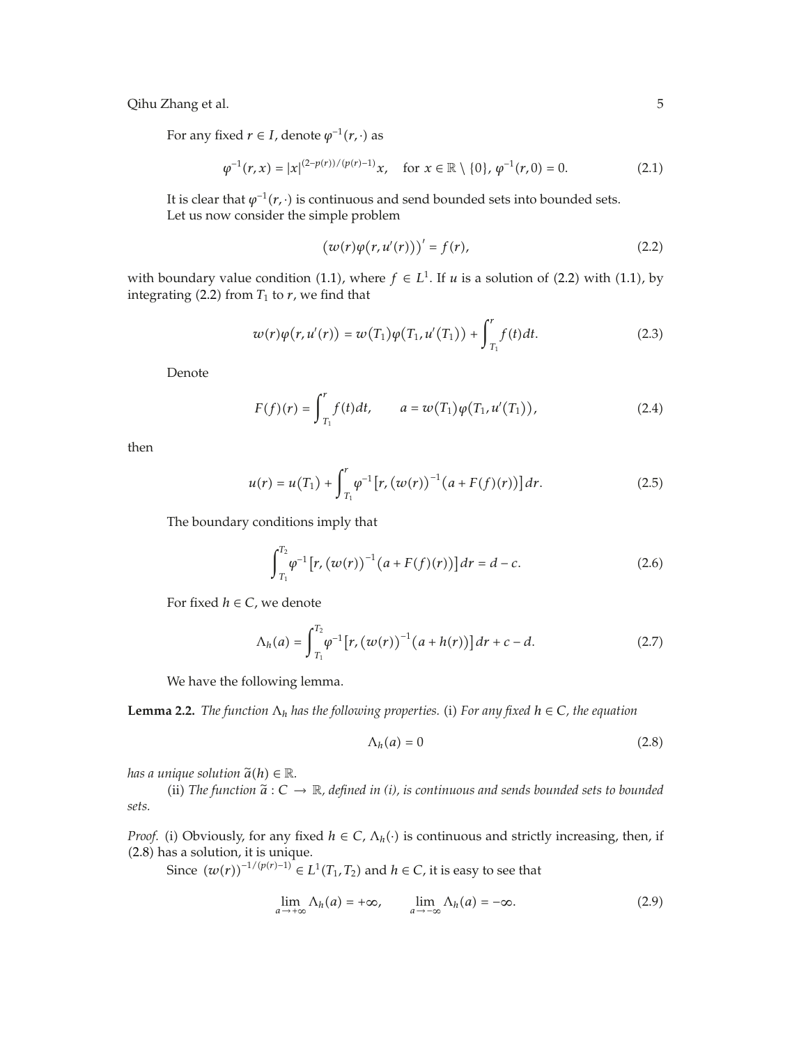For any fixed $r \in I$, denote $\varphi^{-1}(r, \cdot)$ as

$$\varphi^{-1}(r, x) = |x|^{(2-p(r))/(p(r)-1)}x, \quad \text{for } x \in \mathbb{R} \setminus \{0\},\ \varphi^{-1}(r, 0) = 0. \tag{2.1}$$

It is clear that $\varphi^{-1}(r, \cdot)$ is continuous and send bounded sets into bounded sets.

Let us now consider the simple problem

$$\left(w(r)\varphi(r, u'(r))\right)' = f(r), \tag{2.2}$$

with boundary value condition (1.1), where $f \in L^1$. If $u$ is a solution of (2.2) with (1.1), by integrating (2.2) from $T_1$ to $r$, we find that

$$w(r)\varphi(r, u'(r)) = w(T_1)\varphi(T_1, u'(T_1)) + \int_{T_1}^{r} f(t)dt. \tag{2.3}$$

Denote

$$F(f)(r) = \int_{T_1}^{r} f(t)dt, \qquad a = w(T_1)\varphi(T_1, u'(T_1)), \tag{2.4}$$

then

$$u(r) = u(T_1) + \int_{T_1}^{r} \varphi^{-1}\left[r, (w(r))^{-1}(a + F(f)(r))\right]dr. \tag{2.5}$$

The boundary conditions imply that

$$\int_{T_1}^{T_2} \varphi^{-1}\left[r, (w(r))^{-1}(a + F(f)(r))\right]dr = d - c. \tag{2.6}$$

For fixed $h \in C$, we denote

$$\Lambda_h(a) = \int_{T_1}^{T_2} \varphi^{-1}\left[r, (w(r))^{-1}(a + h(r))\right]dr + c - d. \tag{2.7}$$

We have the following lemma.

**Lemma 2.2.** *The function $\Lambda_h$ has the following properties.* (i) *For any fixed $h \in C$, the equation*

$$\Lambda_h(a) = 0 \tag{2.8}$$

*has a unique solution $\widetilde{a}(h) \in \mathbb{R}$.*

(ii) *The function $\widetilde{a} : C \to \mathbb{R}$, defined in (i), is continuous and sends bounded sets to bounded sets.*

*Proof.* (i) Obviously, for any fixed $h \in C$, $\Lambda_h(\cdot)$ is continuous and strictly increasing, then, if (2.8) has a solution, it is unique.

Since $(w(r))^{-1/(p(r)-1)} \in L^1(T_1, T_2)$ and $h \in C$, it is easy to see that

$$\lim_{a \to +\infty} \Lambda_h(a) = +\infty, \qquad \lim_{a \to -\infty} \Lambda_h(a) = -\infty. \tag{2.9}$$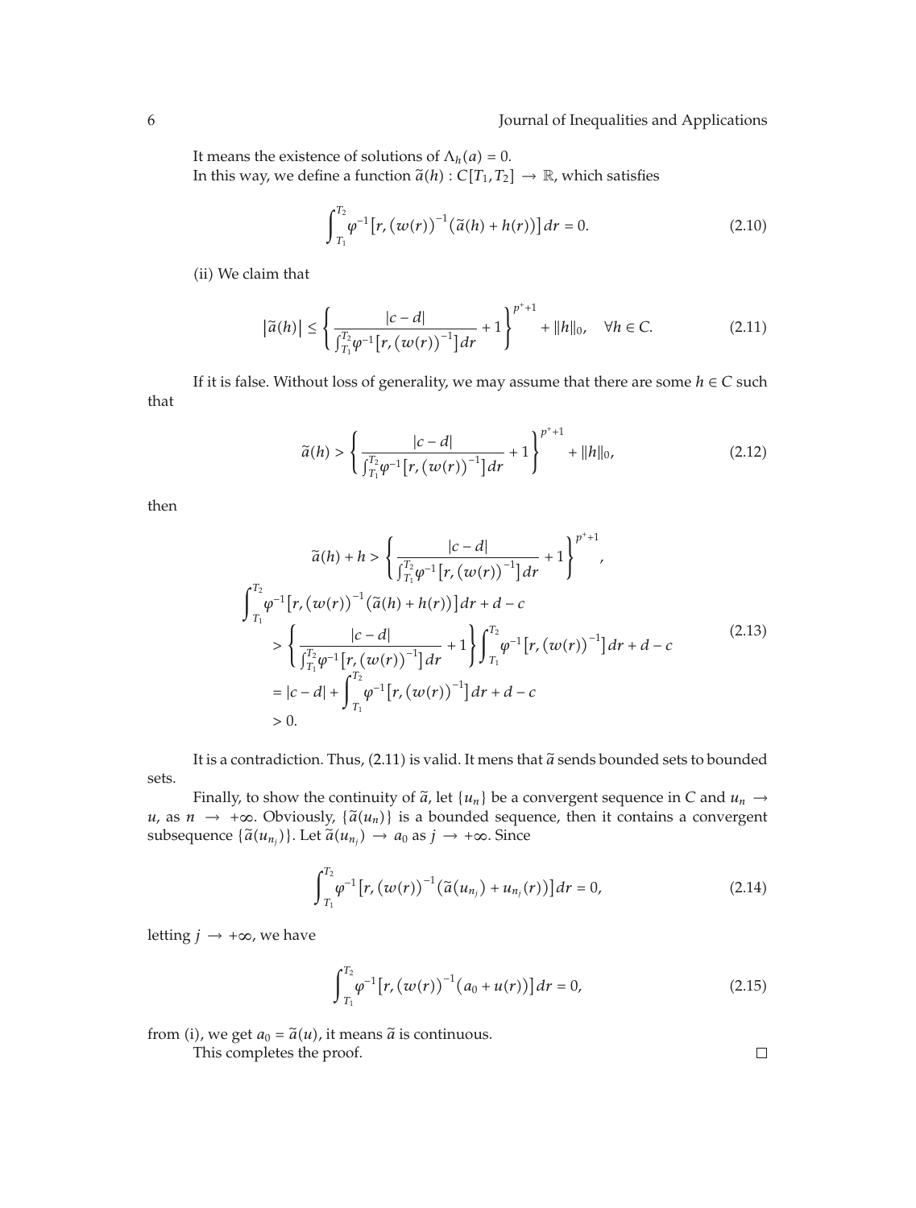It means the existence of solutions of $\Lambda_h(a) = 0$.

In this way, we define a function $\widetilde{a}(h) : C[T_1, T_2] \to \mathbb{R}$, which satisfies

$$\int_{T_1}^{T_2} \varphi^{-1}\left[r, (w(r))^{-1}(\widetilde{a}(h) + h(r))\right] dr = 0. \tag{2.10}$$

(ii) We claim that

$$\left|\widetilde{a}(h)\right| \leq \left\{ \frac{|c-d|}{\int_{T_1}^{T_2} \varphi^{-1}\left[r, (w(r))^{-1}\right] dr} + 1 \right\}^{p^+ + 1} + \|h\|_0, \quad \forall h \in C. \tag{2.11}$$

If it is false. Without loss of generality, we may assume that there are some $h \in C$ such that

$$\widetilde{a}(h) > \left\{ \frac{|c-d|}{\int_{T_1}^{T_2} \varphi^{-1}\left[r, (w(r))^{-1}\right] dr} + 1 \right\}^{p^+ + 1} + \|h\|_0, \tag{2.12}$$

then

$$\begin{aligned}
\widetilde{a}(h) + h &> \left\{ \frac{|c-d|}{\int_{T_1}^{T_2} \varphi^{-1}\left[r, (w(r))^{-1}\right] dr} + 1 \right\}^{p^+ + 1}, \\
\int_{T_1}^{T_2} \varphi^{-1}&\left[r, (w(r))^{-1}(\widetilde{a}(h) + h(r))\right] dr + d - c \\
&> \left\{ \frac{|c-d|}{\int_{T_1}^{T_2} \varphi^{-1}\left[r, (w(r))^{-1}\right] dr} + 1 \right\} \int_{T_1}^{T_2} \varphi^{-1}\left[r, (w(r))^{-1}\right] dr + d - c \\
&= |c-d| + \int_{T_1}^{T_2} \varphi^{-1}\left[r, (w(r))^{-1}\right] dr + d - c \\
&> 0.
\end{aligned} \tag{2.13}$$

It is a contradiction. Thus, (2.11) is valid. It mens that $\widetilde{a}$ sends bounded sets to bounded sets.

Finally, to show the continuity of $\widetilde{a}$, let $\{u_n\}$ be a convergent sequence in $C$ and $u_n \to u$, as $n \to +\infty$. Obviously, $\{\widetilde{a}(u_n)\}$ is a bounded sequence, then it contains a convergent subsequence $\{\widetilde{a}(u_{n_j})\}$. Let $\widetilde{a}(u_{n_j}) \to a_0$ as $j \to +\infty$. Since

$$\int_{T_1}^{T_2} \varphi^{-1}\left[r, (w(r))^{-1}\left(\widetilde{a}(u_{n_j}) + u_{n_j}(r)\right)\right] dr = 0, \tag{2.14}$$

letting $j \to +\infty$, we have

$$\int_{T_1}^{T_2} \varphi^{-1}\left[r, (w(r))^{-1}(a_0 + u(r))\right] dr = 0, \tag{2.15}$$

from (i), we get $a_0 = \widetilde{a}(u)$, it means $\widetilde{a}$ is continuous.

This completes the proof. □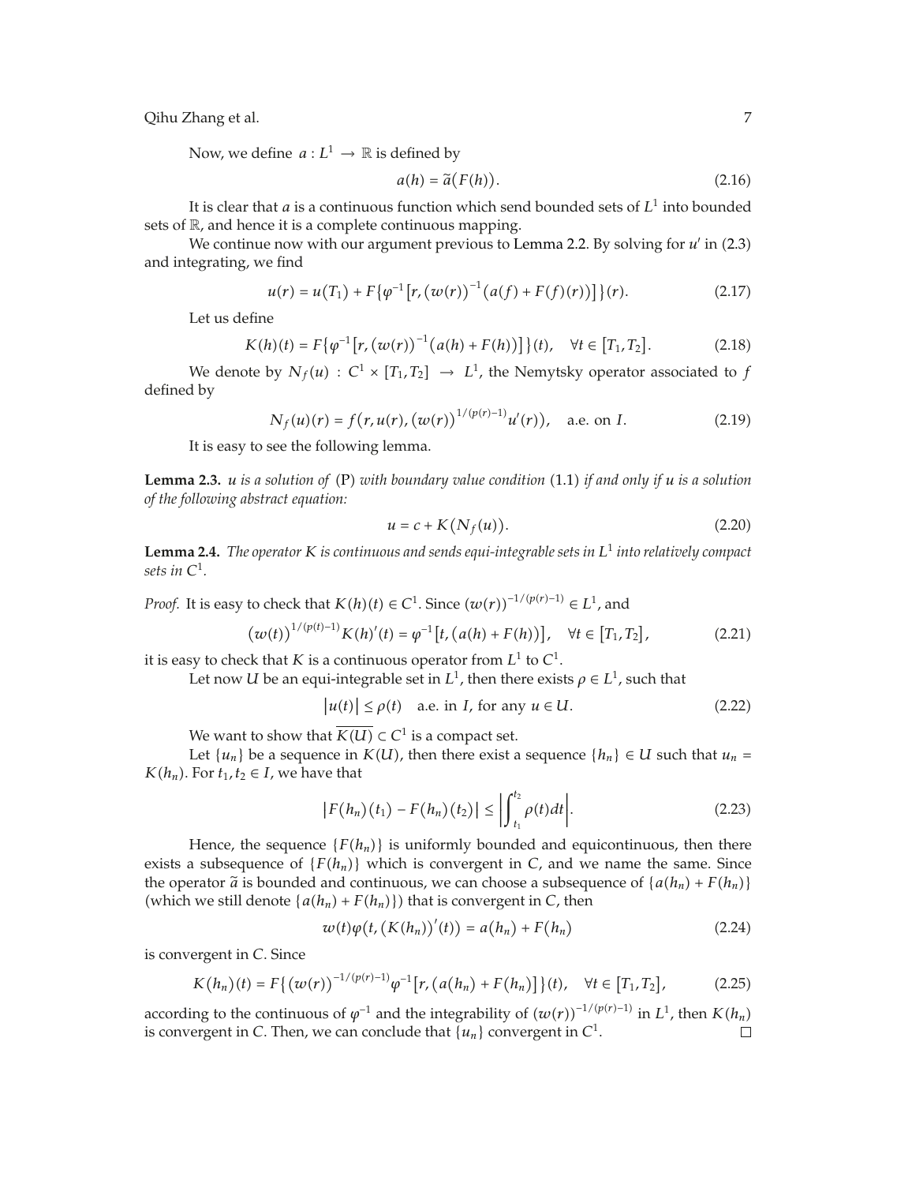Now, we define $a : L^1 \to \mathbb{R}$ is defined by

$$a(h) = \widetilde{a}(F(h)). \tag{2.16}$$

It is clear that $a$ is a continuous function which send bounded sets of $L^1$ into bounded sets of $\mathbb{R}$, and hence it is a complete continuous mapping.

We continue now with our argument previous to Lemma 2.2. By solving for $u'$ in (2.3) and integrating, we find

$$u(r) = u(T_1) + F\{\varphi^{-1}[r, (w(r))^{-1}(a(f) + F(f)(r))]\}(r). \tag{2.17}$$

Let us define

$$K(h)(t) = F\{\varphi^{-1}[r, (w(r))^{-1}(a(h) + F(h))]\}(t), \quad \forall t \in [T_1, T_2]. \tag{2.18}$$

We denote by $N_f(u) : C^1 \times [T_1, T_2] \to L^1$, the Nemytsky operator associated to $f$ defined by

$$N_f(u)(r) = f(r, u(r), (w(r))^{1/(p(r)-1)} u'(r)), \quad \text{a.e. on } I. \tag{2.19}$$

It is easy to see the following lemma.

**Lemma 2.3.** *$u$ is a solution of* (P) *with boundary value condition* (1.1) *if and only if $u$ is a solution of the following abstract equation:*

$$u = c + K(N_f(u)). \tag{2.20}$$

**Lemma 2.4.** *The operator $K$ is continuous and sends equi-integrable sets in $L^1$ into relatively compact sets in $C^1$.*

*Proof.* It is easy to check that $K(h)(t) \in C^1$. Since $(w(r))^{-1/(p(r)-1)} \in L^1$, and

$$(w(t))^{1/(p(t)-1)} K(h)'(t) = \varphi^{-1}[t, (a(h) + F(h))], \quad \forall t \in [T_1, T_2], \tag{2.21}$$

it is easy to check that $K$ is a continuous operator from $L^1$ to $C^1$.

Let now $U$ be an equi-integrable set in $L^1$, then there exists $\rho \in L^1$, such that

$$|u(t)| \le \rho(t) \quad \text{a.e. in } I, \text{ for any } u \in U. \tag{2.22}$$

We want to show that $\overline{K(U)} \subset C^1$ is a compact set.

Let $\{u_n\}$ be a sequence in $K(U)$, then there exist a sequence $\{h_n\} \in U$ such that $u_n = K(h_n)$. For $t_1, t_2 \in I$, we have that

$$|F(h_n)(t_1) - F(h_n)(t_2)| \le \left| \int_{t_1}^{t_2} \rho(t) dt \right|. \tag{2.23}$$

Hence, the sequence $\{F(h_n)\}$ is uniformly bounded and equicontinuous, then there exists a subsequence of $\{F(h_n)\}$ which is convergent in $C$, and we name the same. Since the operator $\widetilde{a}$ is bounded and continuous, we can choose a subsequence of $\{a(h_n) + F(h_n)\}$ (which we still denote $\{a(h_n) + F(h_n)\}$) that is convergent in $C$, then

$$w(t)\varphi(t, (K(h_n))'(t)) = a(h_n) + F(h_n) \tag{2.24}$$

is convergent in $C$. Since

$$K(h_n)(t) = F\{(w(r))^{-1/(p(r)-1)} \varphi^{-1}[r, (a(h_n) + F(h_n)]\}(t), \quad \forall t \in [T_1, T_2], \tag{2.25}$$

according to the continuous of $\varphi^{-1}$ and the integrability of $(w(r))^{-1/(p(r)-1)}$ in $L^1$, then $K(h_n)$ is convergent in $C$. Then, we can conclude that $\{u_n\}$ convergent in $C^1$. $\square$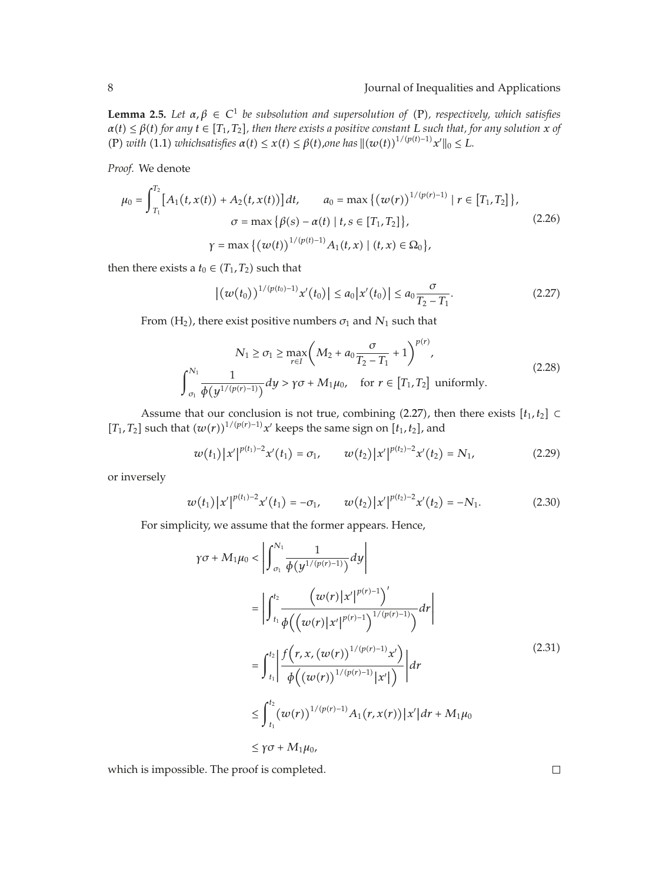**Lemma 2.5.** *Let $\alpha, \beta \in C^1$ be subsolution and supersolution of* (P)*, respectively, which satisfies $\alpha(t) \le \beta(t)$ for any $t \in [T_1, T_2]$, then there exists a positive constant $L$ such that, for any solution $x$ of* (P) *with* (1.1) *whichsatisfies $\alpha(t) \le x(t) \le \beta(t)$,one has $\|(w(t))^{1/(p(t)-1)} x'\|_0 \le L$.*

*Proof.* We denote

$$\mu_0 = \int_{T_1}^{T_2} \left[ A_1(t, x(t)) + A_2(t, x(t)) \right] dt, \qquad a_0 = \max\left\{ (w(r))^{1/(p(r)-1)} \mid r \in [T_1, T_2] \right\},$$
$$\sigma = \max\left\{ \beta(s) - \alpha(t) \mid t, s \in [T_1, T_2] \right\},$$
$$\gamma = \max\left\{ (w(t))^{1/(p(t)-1)} A_1(t, x) \mid (t, x) \in \Omega_0 \right\}, \tag{2.26}$$

then there exists a $t_0 \in (T_1, T_2)$ such that

$$\left| (w(t_0))^{1/(p(t_0)-1)} x'(t_0) \right| \le a_0 \left| x'(t_0) \right| \le a_0 \frac{\sigma}{T_2 - T_1}. \tag{2.27}$$

From ($H_2$), there exist positive numbers $\sigma_1$ and $N_1$ such that

$$N_1 \ge \sigma_1 \ge \max_{r \in I} \left( M_2 + a_0 \frac{\sigma}{T_2 - T_1} + 1 \right)^{p(r)},$$
$$\int_{\sigma_1}^{N_1} \frac{1}{\phi(y^{1/(p(r)-1)})} dy > \gamma\sigma + M_1 \mu_0, \quad \text{for } r \in [T_1, T_2] \text{ uniformly}. \tag{2.28}$$

Assume that our conclusion is not true, combining (2.27), then there exists $[t_1, t_2] \subset [T_1, T_2]$ such that $(w(r))^{1/(p(r)-1)} x'$ keeps the same sign on $[t_1, t_2]$, and

$$w(t_1) \left| x' \right|^{p(t_1)-2} x'(t_1) = \sigma_1, \qquad w(t_2) \left| x' \right|^{p(t_2)-2} x'(t_2) = N_1, \tag{2.29}$$

or inversely

$$w(t_1) \left| x' \right|^{p(t_1)-2} x'(t_1) = -\sigma_1, \qquad w(t_2) \left| x' \right|^{p(t_2)-2} x'(t_2) = -N_1. \tag{2.30}$$

For simplicity, we assume that the former appears. Hence,

$$\begin{aligned}
\gamma\sigma + M_1\mu_0 &< \left| \int_{\sigma_1}^{N_1} \frac{1}{\phi(y^{1/(p(r)-1)})} dy \right| \\
&= \left| \int_{t_1}^{t_2} \frac{\left( w(r) \left| x' \right|^{p(r)-1} \right)'}{\phi\left( \left( w(r) \left| x' \right|^{p(r)-1} \right)^{1/(p(r)-1)} \right)} dr \right| \\
&= \int_{t_1}^{t_2} \left| \frac{f\left( r, x, (w(r))^{1/(p(r)-1)} x' \right)}{\phi\left( (w(r))^{1/(p(r)-1)} \left| x' \right| \right)} \right| dr \\
&\le \int_{t_1}^{t_2} (w(r))^{1/(p(r)-1)} A_1(r, x(r)) \left| x' \right| dr + M_1 \mu_0 \\
&\le \gamma\sigma + M_1 \mu_0,
\end{aligned} \tag{2.31}$$

which is impossible. The proof is completed. $\square$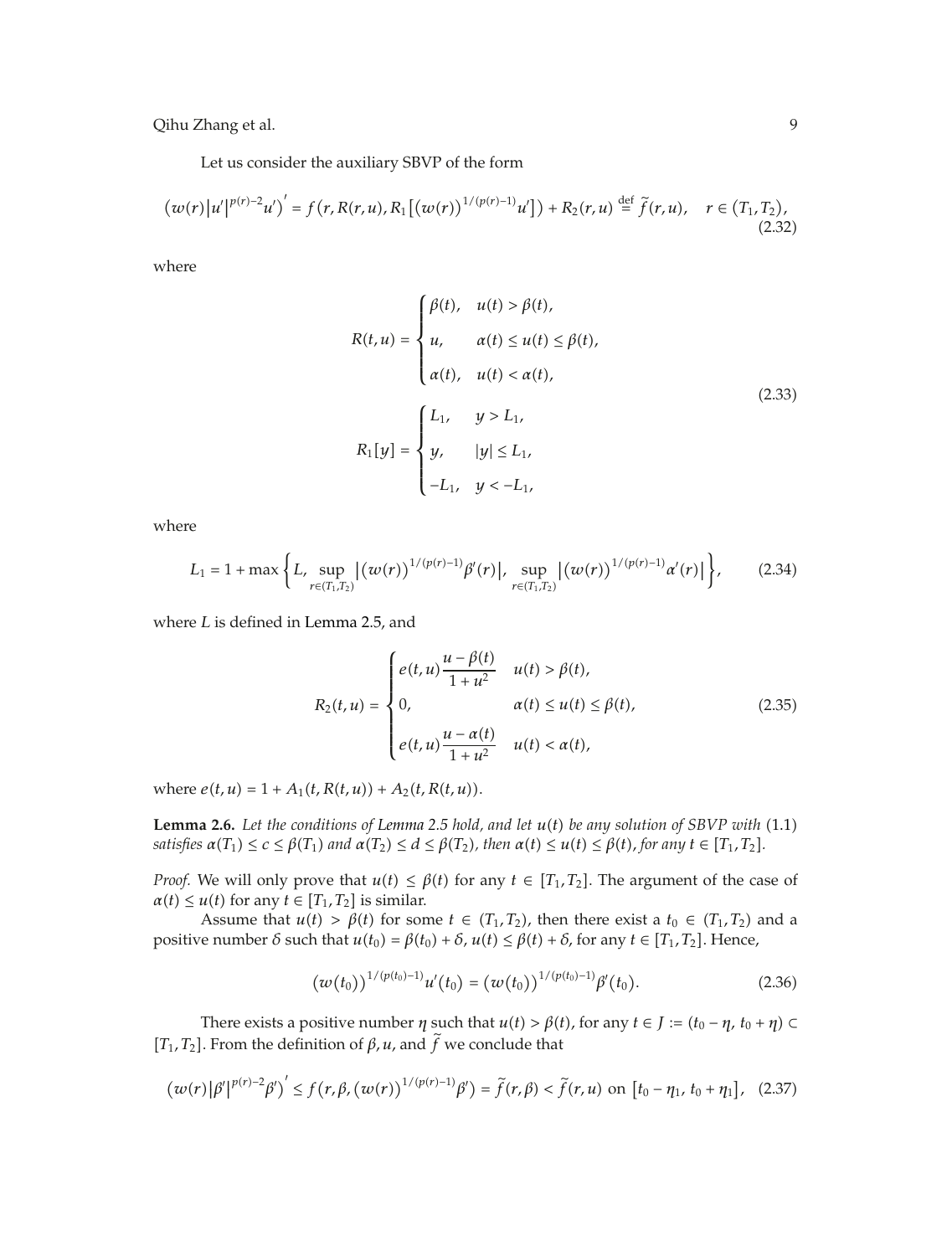Let us consider the auxiliary SBVP of the form

$$\left(w(r)\left|u'\right|^{p(r)-2}u'\right)' = f\left(r, R(r,u), R_1\left[(w(r))^{1/(p(r)-1)}u'\right]\right) + R_2(r,u) \overset{\text{def}}{=} \widetilde{f}(r,u), \quad r \in (T_1, T_2), \tag{2.32}$$

where

$$R(t,u) = \begin{cases} \beta(t), & u(t) > \beta(t), \\ u, & \alpha(t) \le u(t) \le \beta(t), \\ \alpha(t), & u(t) < \alpha(t), \end{cases}$$
$$R_1[y] = \begin{cases} L_1, & y > L_1, \\ y, & |y| \le L_1, \\ -L_1, & y < -L_1, \end{cases} \tag{2.33}$$

where

$$L_1 = 1 + \max\left\{L, \sup_{r\in(T_1,T_2)}\left|(w(r))^{1/(p(r)-1)}\beta'(r)\right|, \sup_{r\in(T_1,T_2)}\left|(w(r))^{1/(p(r)-1)}\alpha'(r)\right|\right\}, \tag{2.34}$$

where $L$ is defined in Lemma 2.5, and

$$R_2(t,u) = \begin{cases} e(t,u)\dfrac{u-\beta(t)}{1+u^2} & u(t) > \beta(t), \\ 0, & \alpha(t) \le u(t) \le \beta(t), \\ e(t,u)\dfrac{u-\alpha(t)}{1+u^2} & u(t) < \alpha(t), \end{cases} \tag{2.35}$$

where $e(t,u) = 1 + A_1(t, R(t,u)) + A_2(t, R(t,u))$.

**Lemma 2.6.** *Let the conditions of Lemma 2.5 hold, and let $u(t)$ be any solution of SBVP with* (1.1) *satisfies $\alpha(T_1) \le c \le \beta(T_1)$ and $\alpha(T_2) \le d \le \beta(T_2)$, then $\alpha(t) \le u(t) \le \beta(t)$, for any $t \in [T_1, T_2]$.*

*Proof.* We will only prove that $u(t) \le \beta(t)$ for any $t \in [T_1, T_2]$. The argument of the case of $\alpha(t) \le u(t)$ for any $t \in [T_1, T_2]$ is similar.

Assume that $u(t) > \beta(t)$ for some $t \in (T_1, T_2)$, then there exist a $t_0 \in (T_1, T_2)$ and a positive number $\delta$ such that $u(t_0) = \beta(t_0) + \delta$, $u(t) \le \beta(t) + \delta$, for any $t \in [T_1, T_2]$. Hence,

$$(w(t_0))^{1/(p(t_0)-1)}u'(t_0) = (w(t_0))^{1/(p(t_0)-1)}\beta'(t_0). \tag{2.36}$$

There exists a positive number $\eta$ such that $u(t) > \beta(t)$, for any $t \in J := (t_0 - \eta,\, t_0 + \eta) \subset [T_1, T_2]$. From the definition of $\beta, u$, and $\widetilde{f}$ we conclude that

$$\left(w(r)\left|\beta'\right|^{p(r)-2}\beta'\right)' \le f\left(r, \beta, (w(r))^{1/(p(r)-1)}\beta'\right) = \widetilde{f}(r,\beta) < \widetilde{f}(r,u) \text{ on } \left[t_0 - \eta_1,\, t_0 + \eta_1\right], \tag{2.37}$$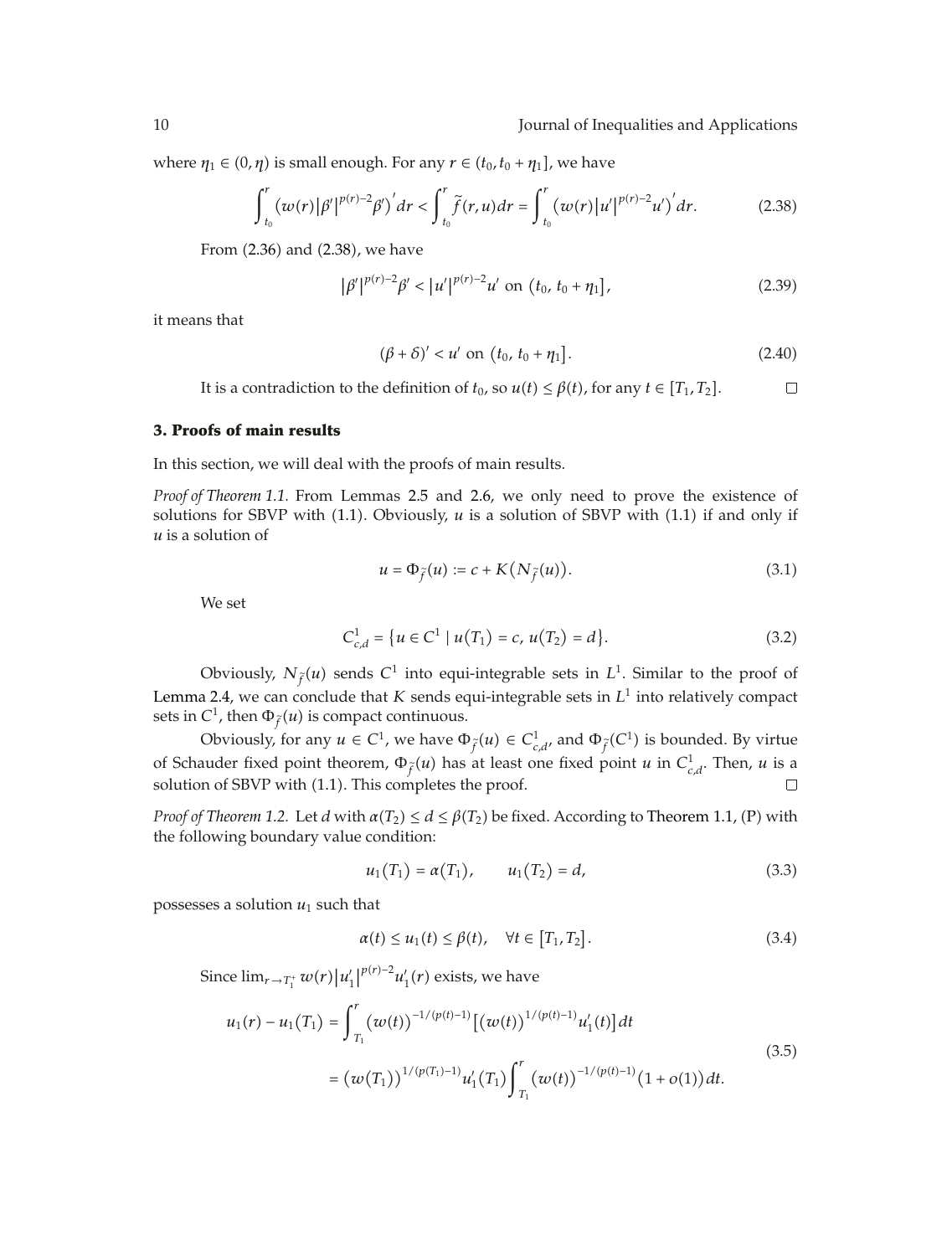where $\eta_1 \in (0, \eta)$ is small enough. For any $r \in (t_0, t_0 + \eta_1]$, we have

$$\int_{t_0}^{r} \left(w(r)\left|\beta'\right|^{p(r)-2}\beta'\right)' dr < \int_{t_0}^{r} \widetilde{f}(r, u) dr = \int_{t_0}^{r} \left(w(r)\left|u'\right|^{p(r)-2}u'\right)' dr. \tag{2.38}$$

From (2.36) and (2.38), we have

$$\left|\beta'\right|^{p(r)-2}\beta' < \left|u'\right|^{p(r)-2}u' \text{ on } \left(t_0,\, t_0 + \eta_1\right], \tag{2.39}$$

it means that

$$(\beta + \delta)' < u' \text{ on } \left(t_0,\, t_0 + \eta_1\right]. \tag{2.40}$$

It is a contradiction to the definition of $t_0$, so $u(t) \leq \beta(t)$, for any $t \in [T_1, T_2]$. □

## 3. Proofs of main results

In this section, we will deal with the proofs of main results.

*Proof of Theorem 1.1.* From Lemmas 2.5 and 2.6, we only need to prove the existence of solutions for SBVP with (1.1). Obviously, $u$ is a solution of SBVP with (1.1) if and only if $u$ is a solution of

$$u = \Phi_{\widetilde{f}}(u) := c + K\left(N_{\widetilde{f}}(u)\right). \tag{3.1}$$

We set

$$C^1_{c,d} = \left\{u \in C^1 \mid u(T_1) = c,\, u(T_2) = d\right\}. \tag{3.2}$$

Obviously, $N_{\widetilde{f}}(u)$ sends $C^1$ into equi-integrable sets in $L^1$. Similar to the proof of Lemma 2.4, we can conclude that $K$ sends equi-integrable sets in $L^1$ into relatively compact sets in $C^1$, then $\Phi_{\widetilde{f}}(u)$ is compact continuous.

Obviously, for any $u \in C^1$, we have $\Phi_{\widetilde{f}}(u) \in C^1_{c,d}$, and $\Phi_{\widetilde{f}}(C^1)$ is bounded. By virtue of Schauder fixed point theorem, $\Phi_{\widetilde{f}}(u)$ has at least one fixed point $u$ in $C^1_{c,d}$. Then, $u$ is a solution of SBVP with (1.1). This completes the proof. □

*Proof of Theorem 1.2.* Let $d$ with $\alpha(T_2) \leq d \leq \beta(T_2)$ be fixed. According to Theorem 1.1, (P) with the following boundary value condition:

$$u_1(T_1) = \alpha(T_1), \qquad u_1(T_2) = d, \tag{3.3}$$

possesses a solution $u_1$ such that

$$\alpha(t) \leq u_1(t) \leq \beta(t), \quad \forall t \in \left[T_1, T_2\right]. \tag{3.4}$$

Since $\lim_{r \to T_1^+} w(r)\left|u_1'\right|^{p(r)-2} u_1'(r)$ exists, we have

$$\begin{aligned} u_1(r) - u_1(T_1) &= \int_{T_1}^{r} \left(w(t)\right)^{-1/(p(t)-1)}\left[\left(w(t)\right)^{1/(p(t)-1)} u_1'(t)\right] dt \\ &= \left(w(T_1)\right)^{1/(p(T_1)-1)} u_1'(T_1) \int_{T_1}^{r} \left(w(t)\right)^{-1/(p(t)-1)}\left(1 + o(1)\right) dt. \end{aligned} \tag{3.5}$$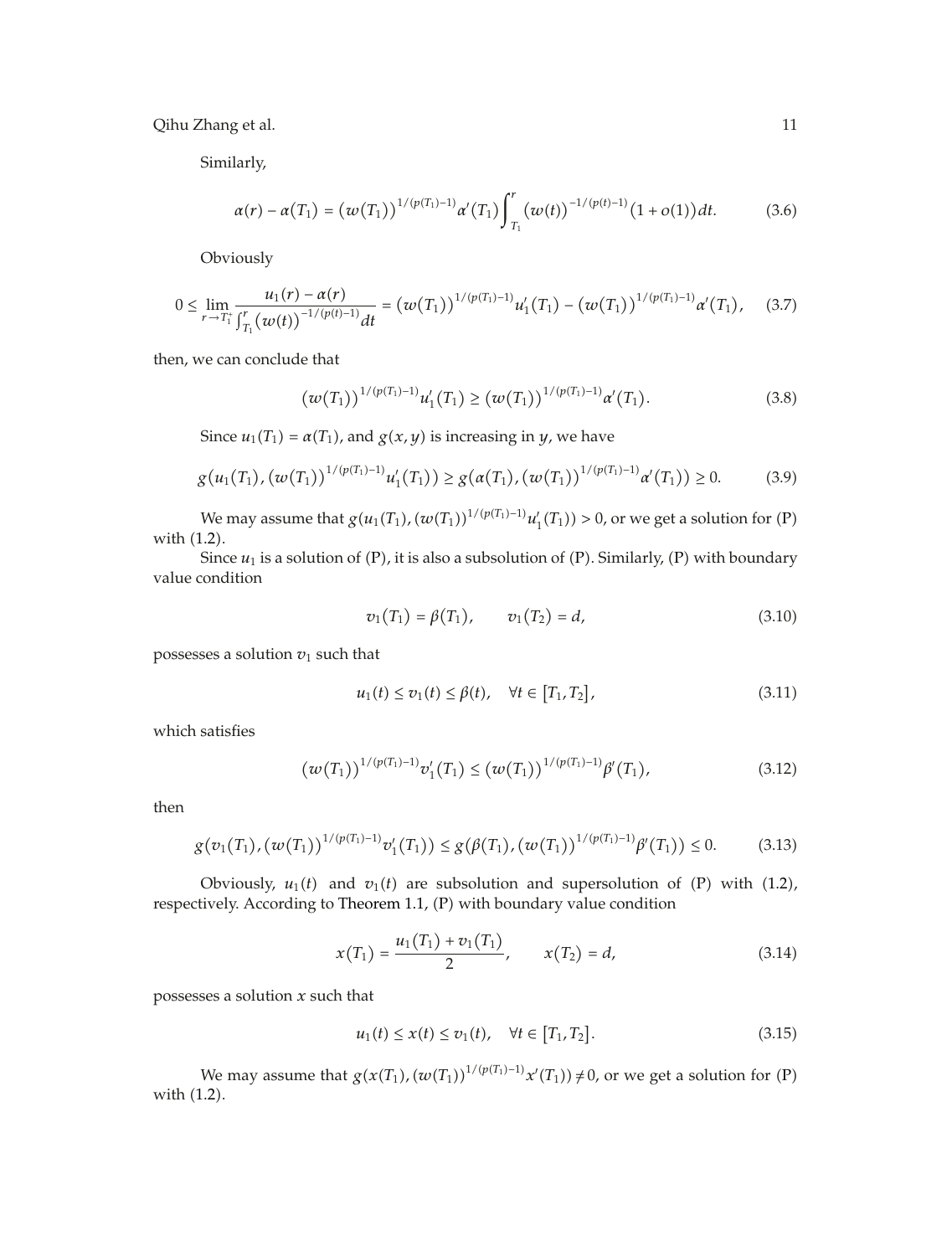Similarly,

$$\alpha(r) - \alpha(T_1) = \left(w(T_1)\right)^{1/(p(T_1)-1)} \alpha'(T_1) \int_{T_1}^{r} \left(w(t)\right)^{-1/(p(t)-1)} (1 + o(1)) dt. \tag{3.6}$$

Obviously

$$0 \leq \lim_{r \to T_1^+} \frac{u_1(r) - \alpha(r)}{\int_{T_1}^{r} (w(t))^{-1/(p(t)-1)} dt} = \left(w(T_1)\right)^{1/(p(T_1)-1)} u_1'(T_1) - \left(w(T_1)\right)^{1/(p(T_1)-1)} \alpha'(T_1), \tag{3.7}$$

then, we can conclude that

$$\left(w(T_1)\right)^{1/(p(T_1)-1)} u_1'(T_1) \geq \left(w(T_1)\right)^{1/(p(T_1)-1)} \alpha'(T_1). \tag{3.8}$$

Since $u_1(T_1) = \alpha(T_1)$, and $g(x, y)$ is increasing in $y$, we have

$$g\left(u_1(T_1), \left(w(T_1)\right)^{1/(p(T_1)-1)} u_1'(T_1)\right) \geq g\left(\alpha(T_1), \left(w(T_1)\right)^{1/(p(T_1)-1)} \alpha'(T_1)\right) \geq 0. \tag{3.9}$$

We may assume that $g(u_1(T_1), (w(T_1))^{1/(p(T_1)-1)} u_1'(T_1)) > 0$, or we get a solution for (P) with (1.2).

Since $u_1$ is a solution of (P), it is also a subsolution of (P). Similarly, (P) with boundary value condition

$$v_1(T_1) = \beta(T_1), \qquad v_1(T_2) = d, \tag{3.10}$$

possesses a solution $v_1$ such that

$$u_1(t) \leq v_1(t) \leq \beta(t), \quad \forall t \in [T_1, T_2], \tag{3.11}$$

which satisfies

$$\left(w(T_1)\right)^{1/(p(T_1)-1)} v_1'(T_1) \leq \left(w(T_1)\right)^{1/(p(T_1)-1)} \beta'(T_1), \tag{3.12}$$

then

$$g\left(v_1(T_1), \left(w(T_1)\right)^{1/(p(T_1)-1)} v_1'(T_1)\right) \leq g\left(\beta(T_1), \left(w(T_1)\right)^{1/(p(T_1)-1)} \beta'(T_1)\right) \leq 0. \tag{3.13}$$

Obviously, $u_1(t)$ and $v_1(t)$ are subsolution and supersolution of (P) with (1.2), respectively. According to Theorem 1.1, (P) with boundary value condition

$$x(T_1) = \frac{u_1(T_1) + v_1(T_1)}{2}, \qquad x(T_2) = d, \tag{3.14}$$

possesses a solution $x$ such that

$$u_1(t) \leq x(t) \leq v_1(t), \quad \forall t \in [T_1, T_2]. \tag{3.15}$$

We may assume that $g(x(T_1), (w(T_1))^{1/(p(T_1)-1)} x'(T_1)) \neq 0$, or we get a solution for (P) with (1.2).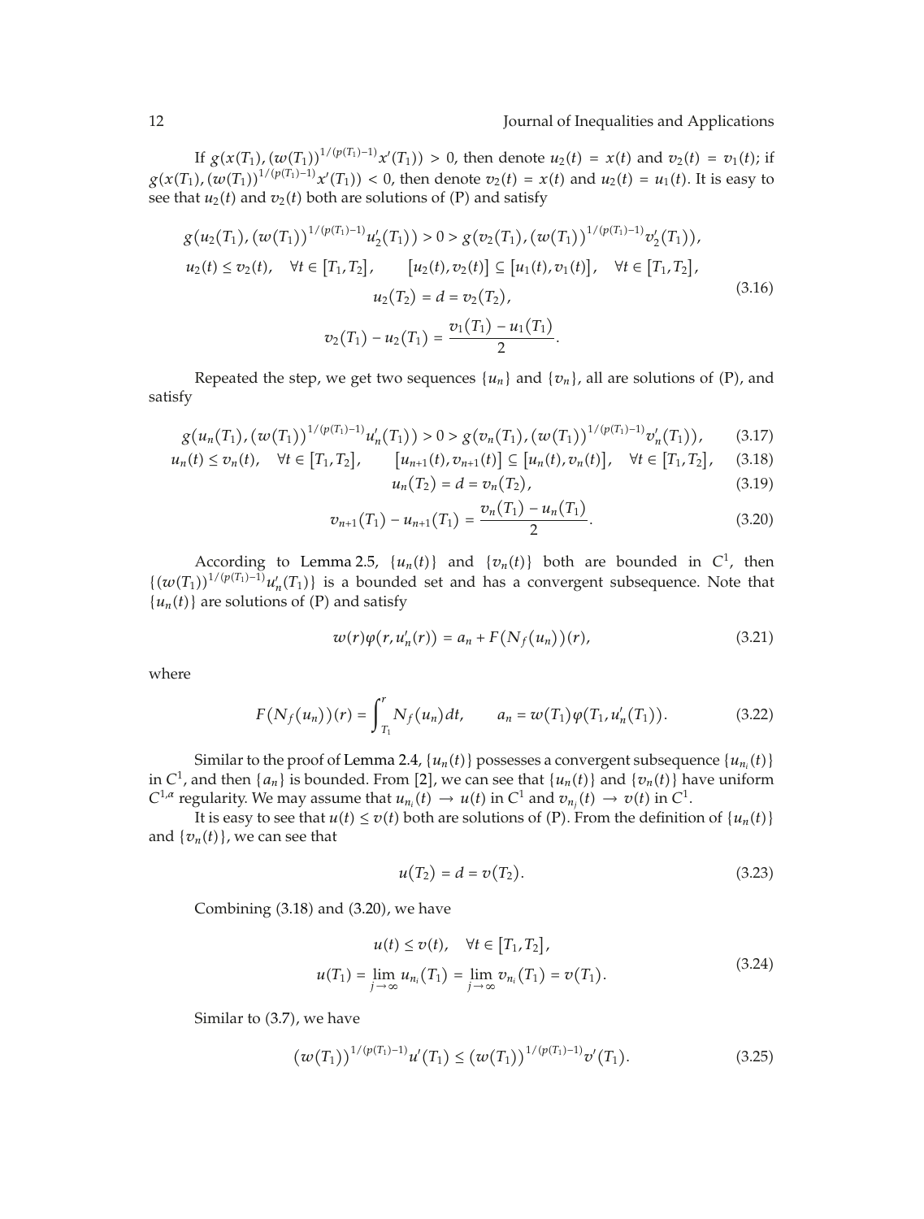If $g(x(T_1),(w(T_1))^{1/(p(T_1)-1)}x'(T_1)) > 0$, then denote $u_2(t) = x(t)$ and $v_2(t) = v_1(t)$; if $g(x(T_1),(w(T_1))^{1/(p(T_1)-1)}x'(T_1)) < 0$, then denote $v_2(t) = x(t)$ and $u_2(t) = u_1(t)$. It is easy to see that $u_2(t)$ and $v_2(t)$ both are solutions of (P) and satisfy

$$\begin{gathered}
g\left(u_2(T_1),(w(T_1))^{1/(p(T_1)-1)}u_2'(T_1)\right) > 0 > g\left(v_2(T_1),(w(T_1))^{1/(p(T_1)-1)}v_2'(T_1)\right), \\
u_2(t) \leq v_2(t), \quad \forall t \in [T_1,T_2], \qquad [u_2(t),v_2(t)] \subseteq [u_1(t),v_1(t)], \quad \forall t \in [T_1,T_2], \\
u_2(T_2) = d = v_2(T_2), \\
v_2(T_1) - u_2(T_1) = \frac{v_1(T_1) - u_1(T_1)}{2}.
\end{gathered} \tag{3.16}$$

Repeated the step, we get two sequences $\{u_n\}$ and $\{v_n\}$, all are solutions of (P), and satisfy

$$g\left(u_n(T_1),(w(T_1))^{1/(p(T_1)-1)}u_n'(T_1)\right) > 0 > g\left(v_n(T_1),(w(T_1))^{1/(p(T_1)-1)}v_n'(T_1)\right), \tag{3.17}$$

$$u_n(t) \leq v_n(t), \quad \forall t \in [T_1,T_2], \qquad [u_{n+1}(t),v_{n+1}(t)] \subseteq [u_n(t),v_n(t)], \quad \forall t \in [T_1,T_2], \tag{3.18}$$

$$u_n(T_2) = d = v_n(T_2), \tag{3.19}$$

$$v_{n+1}(T_1) - u_{n+1}(T_1) = \frac{v_n(T_1) - u_n(T_1)}{2}. \tag{3.20}$$

According to Lemma 2.5, $\{u_n(t)\}$ and $\{v_n(t)\}$ both are bounded in $C^1$, then $\{(w(T_1))^{1/(p(T_1)-1)}u_n'(T_1)\}$ is a bounded set and has a convergent subsequence. Note that $\{u_n(t)\}$ are solutions of (P) and satisfy

$$w(r)\varphi(r,u_n'(r)) = a_n + F(N_f(u_n))(r), \tag{3.21}$$

where

$$F(N_f(u_n))(r) = \int_{T_1}^{r} N_f(u_n)\,dt, \qquad a_n = w(T_1)\varphi(T_1,u_n'(T_1)). \tag{3.22}$$

Similar to the proof of Lemma 2.4, $\{u_n(t)\}$ possesses a convergent subsequence $\{u_{n_i}(t)\}$ in $C^1$, and then $\{a_n\}$ is bounded. From [2], we can see that $\{u_n(t)\}$ and $\{v_n(t)\}$ have uniform $C^{1,\alpha}$ regularity. We may assume that $u_{n_i}(t) \to u(t)$ in $C^1$ and $v_{n_j}(t) \to v(t)$ in $C^1$.

It is easy to see that $u(t) \leq v(t)$ both are solutions of (P). From the definition of $\{u_n(t)\}$ and $\{v_n(t)\}$, we can see that

$$u(T_2) = d = v(T_2). \tag{3.23}$$

Combining (3.18) and (3.20), we have

$$\begin{gathered}
u(t) \leq v(t), \quad \forall t \in [T_1,T_2], \\
u(T_1) = \lim_{j\to\infty} u_{n_i}(T_1) = \lim_{j\to\infty} v_{n_i}(T_1) = v(T_1).
\end{gathered} \tag{3.24}$$

Similar to (3.7), we have

$$(w(T_1))^{1/(p(T_1)-1)}u'(T_1) \leq (w(T_1))^{1/(p(T_1)-1)}v'(T_1). \tag{3.25}$$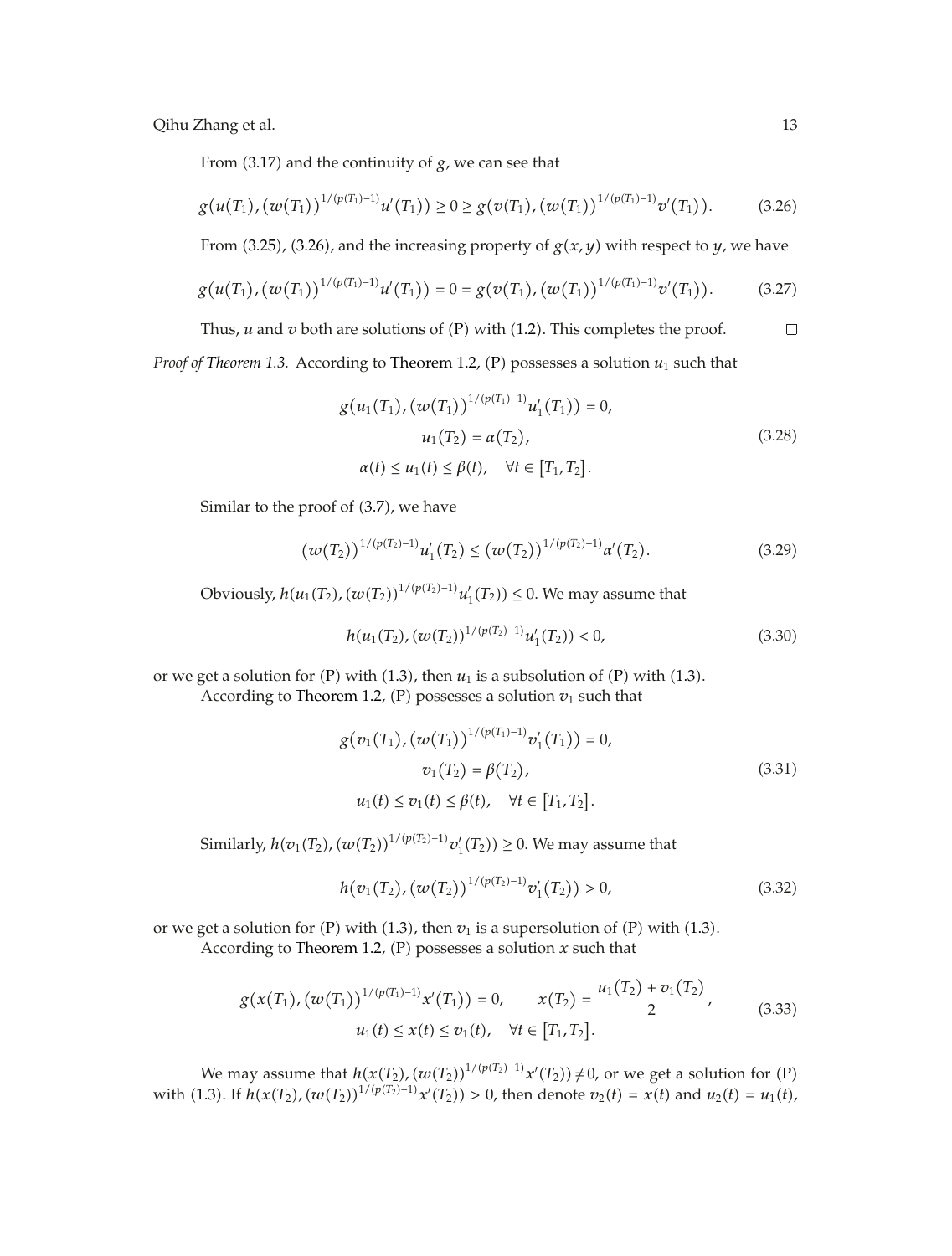From (3.17) and the continuity of $g$, we can see that

$$g\left(u(T_1), (w(T_1))^{1/(p(T_1)-1)} u'(T_1)\right) \geq 0 \geq g\left(v(T_1), (w(T_1))^{1/(p(T_1)-1)} v'(T_1)\right). \tag{3.26}$$

From (3.25), (3.26), and the increasing property of $g(x, y)$ with respect to $y$, we have

$$g\left(u(T_1), (w(T_1))^{1/(p(T_1)-1)} u'(T_1)\right) = 0 = g\left(v(T_1), (w(T_1))^{1/(p(T_1)-1)} v'(T_1)\right). \tag{3.27}$$

Thus, $u$ and $v$ both are solutions of (P) with (1.2). This completes the proof. □

*Proof of Theorem 1.3.* According to Theorem 1.2, (P) possesses a solution $u_1$ such that

$$\begin{gathered} g\left(u_1(T_1), (w(T_1))^{1/(p(T_1)-1)} u_1'(T_1)\right) = 0, \\ u_1(T_2) = \alpha(T_2), \\ \alpha(t) \leq u_1(t) \leq \beta(t), \quad \forall t \in [T_1, T_2]. \end{gathered} \tag{3.28}$$

Similar to the proof of (3.7), we have

$$(w(T_2))^{1/(p(T_2)-1)} u_1'(T_2) \leq (w(T_2))^{1/(p(T_2)-1)} \alpha'(T_2). \tag{3.29}$$

Obviously, $h(u_1(T_2), (w(T_2))^{1/(p(T_2)-1)} u_1'(T_2)) \leq 0$. We may assume that

$$h(u_1(T_2), (w(T_2))^{1/(p(T_2)-1)} u_1'(T_2)) < 0, \tag{3.30}$$

or we get a solution for (P) with (1.3), then $u_1$ is a subsolution of (P) with (1.3).

According to Theorem 1.2, (P) possesses a solution $v_1$ such that

$$\begin{gathered} g\left(v_1(T_1), (w(T_1))^{1/(p(T_1)-1)} v_1'(T_1)\right) = 0, \\ v_1(T_2) = \beta(T_2), \\ u_1(t) \leq v_1(t) \leq \beta(t), \quad \forall t \in [T_1, T_2]. \end{gathered} \tag{3.31}$$

Similarly, $h(v_1(T_2), (w(T_2))^{1/(p(T_2)-1)} v_1'(T_2)) \geq 0$. We may assume that

$$h\left(v_1(T_2), (w(T_2))^{1/(p(T_2)-1)} v_1'(T_2)\right) > 0, \tag{3.32}$$

or we get a solution for (P) with (1.3), then $v_1$ is a supersolution of (P) with (1.3).

According to Theorem 1.2, (P) possesses a solution $x$ such that

$$\begin{gathered} g\left(x(T_1), (w(T_1))^{1/(p(T_1)-1)} x'(T_1)\right) = 0, \qquad x(T_2) = \frac{u_1(T_2) + v_1(T_2)}{2}, \\ u_1(t) \leq x(t) \leq v_1(t), \quad \forall t \in [T_1, T_2]. \end{gathered} \tag{3.33}$$

We may assume that $h(x(T_2), (w(T_2))^{1/(p(T_2)-1)} x'(T_2)) \neq 0$, or we get a solution for (P) with (1.3). If $h(x(T_2), (w(T_2))^{1/(p(T_2)-1)} x'(T_2)) > 0$, then denote $v_2(t) = x(t)$ and $u_2(t) = u_1(t)$,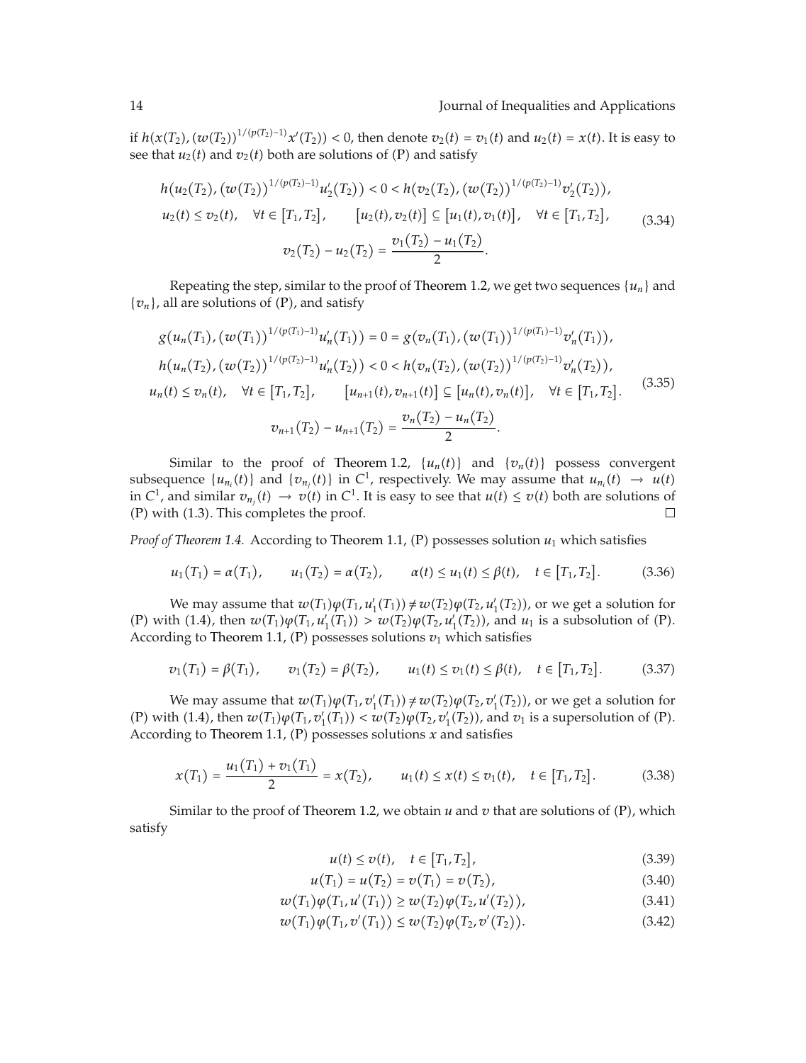if $h(x(T_2),(w(T_2))^{1/(p(T_2)-1)}x'(T_2))<0$, then denote $v_2(t)=v_1(t)$ and $u_2(t)=x(t)$. It is easy to see that $u_2(t)$ and $v_2(t)$ both are solutions of (P) and satisfy

$$
\begin{gathered}
h\left(u_2(T_2),(w(T_2))^{1/(p(T_2)-1)}u_2'(T_2)\right)<0<h\left(v_2(T_2),(w(T_2))^{1/(p(T_2)-1)}v_2'(T_2)\right),\\
u_2(t)\le v_2(t),\quad \forall t\in[T_1,T_2],\qquad [u_2(t),v_2(t)]\subseteq[u_1(t),v_1(t)],\quad \forall t\in[T_1,T_2],\\
v_2(T_2)-u_2(T_2)=\frac{v_1(T_2)-u_1(T_2)}{2}.
\end{gathered}
\tag{3.34}
$$

Repeating the step, similar to the proof of Theorem 1.2, we get two sequences $\{u_n\}$ and $\{v_n\}$, all are solutions of (P), and satisfy

$$
\begin{gathered}
g\left(u_n(T_1),(w(T_1))^{1/(p(T_1)-1)}u_n'(T_1)\right)=0=g\left(v_n(T_1),(w(T_1))^{1/(p(T_1)-1)}v_n'(T_1)\right),\\
h\left(u_n(T_2),(w(T_2))^{1/(p(T_2)-1)}u_n'(T_2)\right)<0<h\left(v_n(T_2),(w(T_2))^{1/(p(T_2)-1)}v_n'(T_2)\right),\\
u_n(t)\le v_n(t),\quad \forall t\in[T_1,T_2],\qquad [u_{n+1}(t),v_{n+1}(t)]\subseteq[u_n(t),v_n(t)],\quad \forall t\in[T_1,T_2].\\
v_{n+1}(T_2)-u_{n+1}(T_2)=\frac{v_n(T_2)-u_n(T_2)}{2}.
\end{gathered}
\tag{3.35}
$$

Similar to the proof of Theorem 1.2, $\{u_n(t)\}$ and $\{v_n(t)\}$ possess convergent subsequence $\{u_{n_i}(t)\}$ and $\{v_{n_j}(t)\}$ in $C^1$, respectively. We may assume that $u_{n_i}(t)\to u(t)$ in $C^1$, and similar $v_{n_j}(t)\to v(t)$ in $C^1$. It is easy to see that $u(t)\le v(t)$ both are solutions of (P) with (1.3). This completes the proof. □

*Proof of Theorem 1.4.* According to Theorem 1.1, (P) possesses solution $u_1$ which satisfies

$$
u_1(T_1)=\alpha(T_1),\qquad u_1(T_2)=\alpha(T_2),\qquad \alpha(t)\le u_1(t)\le\beta(t),\quad t\in[T_1,T_2].
\tag{3.36}
$$

We may assume that $w(T_1)\varphi(T_1,u_1'(T_1))\ne w(T_2)\varphi(T_2,u_1'(T_2))$, or we get a solution for (P) with (1.4), then $w(T_1)\varphi(T_1,u_1'(T_1))>w(T_2)\varphi(T_2,u_1'(T_2))$, and $u_1$ is a subsolution of (P). According to Theorem 1.1, (P) possesses solutions $v_1$ which satisfies

$$
v_1(T_1)=\beta(T_1),\qquad v_1(T_2)=\beta(T_2),\qquad u_1(t)\le v_1(t)\le\beta(t),\quad t\in[T_1,T_2].
\tag{3.37}
$$

We may assume that $w(T_1)\varphi(T_1,v_1'(T_1))\ne w(T_2)\varphi(T_2,v_1'(T_2))$, or we get a solution for (P) with (1.4), then $w(T_1)\varphi(T_1,v_1'(T_1))<w(T_2)\varphi(T_2,v_1'(T_2))$, and $v_1$ is a supersolution of (P). According to Theorem 1.1, (P) possesses solutions $x$ and satisfies

$$
x(T_1)=\frac{u_1(T_1)+v_1(T_1)}{2}=x(T_2),\qquad u_1(t)\le x(t)\le v_1(t),\quad t\in[T_1,T_2].
\tag{3.38}
$$

Similar to the proof of Theorem 1.2, we obtain $u$ and $v$ that are solutions of (P), which satisfy

$$
u(t)\le v(t),\quad t\in[T_1,T_2],
\tag{3.39}
$$

$$
u(T_1)=u(T_2)=v(T_1)=v(T_2),
\tag{3.40}
$$

$$
w(T_1)\varphi(T_1,u'(T_1))\ge w(T_2)\varphi(T_2,u'(T_2)),
\tag{3.41}
$$

$$
w(T_1)\varphi(T_1,v'(T_1))\le w(T_2)\varphi(T_2,v'(T_2)).
\tag{3.42}
$$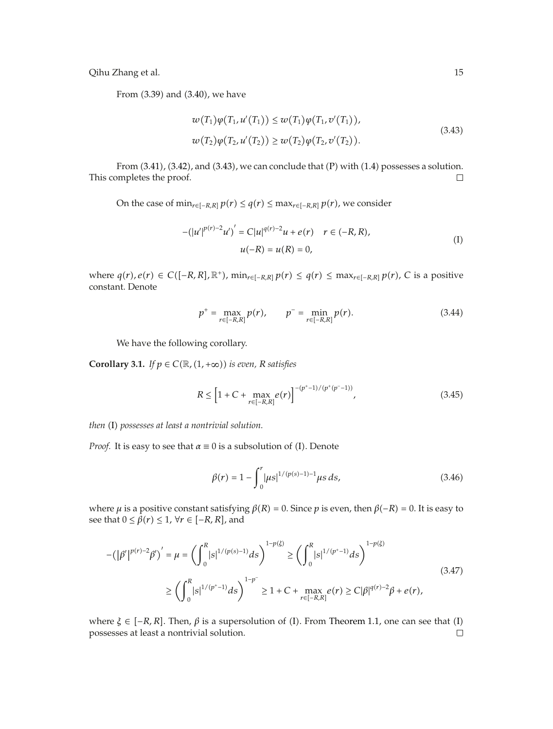From (3.39) and (3.40), we have

$$
\begin{aligned}
w(T_1)\varphi(T_1, u'(T_1)) &\leq w(T_1)\varphi(T_1, v'(T_1)), \\
w(T_2)\varphi(T_2, u'(T_2)) &\geq w(T_2)\varphi(T_2, v'(T_2)).
\end{aligned}
\tag{3.43}
$$

From (3.41), (3.42), and (3.43), we can conclude that (P) with (1.4) possesses a solution. This completes the proof. $\square$

On the case of $\min_{r\in[-R,R]} p(r) \leq q(r) \leq \max_{r\in[-R,R]} p(r)$, we consider

$$
\begin{gathered}
-(|u'|^{p(r)-2}u')' = C|u|^{q(r)-2}u + e(r) \quad r \in (-R, R), \\
u(-R) = u(R) = 0,
\end{gathered}
\tag{I}
$$

where $q(r), e(r) \in C([-R, R], \mathbb{R}^+)$, $\min_{r\in[-R,R]} p(r) \leq q(r) \leq \max_{r\in[-R,R]} p(r)$, $C$ is a positive constant. Denote

$$
p^+ = \max_{r\in[-R,R]} p(r), \qquad p^- = \min_{r\in[-R,R]} p(r).
\tag{3.44}
$$

We have the following corollary.

**Corollary 3.1.** *If $p \in C(\mathbb{R}, (1, +\infty))$ is even, $R$ satisfies*

$$
R \leq \left[1 + C + \max_{r\in[-R,R]} e(r)\right]^{-(p^+-1)/(p^+(p^--1))},
\tag{3.45}
$$

*then* (I) *possesses at least a nontrivial solution.*

*Proof.* It is easy to see that $\alpha \equiv 0$ is a subsolution of (I). Denote

$$
\beta(r) = 1 - \int_0^r |\mu s|^{1/(p(s)-1)-1}\mu s \, ds,
\tag{3.46}
$$

where $\mu$ is a positive constant satisfying $\beta(R) = 0$. Since $p$ is even, then $\beta(-R) = 0$. It is easy to see that $0 \leq \beta(r) \leq 1$, $\forall r \in [-R, R]$, and

$$
\begin{aligned}
-(|\beta'|^{p(r)-2}\beta')' = \mu &= \left(\int_0^R |s|^{1/(p(s)-1)} ds\right)^{1-p(\xi)} \geq \left(\int_0^R |s|^{1/(p^+-1)} ds\right)^{1-p(\xi)} \\
&\geq \left(\int_0^R |s|^{1/(p^+-1)} ds\right)^{1-p^-} \geq 1 + C + \max_{r\in[-R,R]} e(r) \geq C|\beta|^{q(r)-2}\beta + e(r),
\end{aligned}
\tag{3.47}
$$

where $\xi \in [-R, R]$. Then, $\beta$ is a supersolution of (I). From Theorem 1.1, one can see that (I) possesses at least a nontrivial solution. $\square$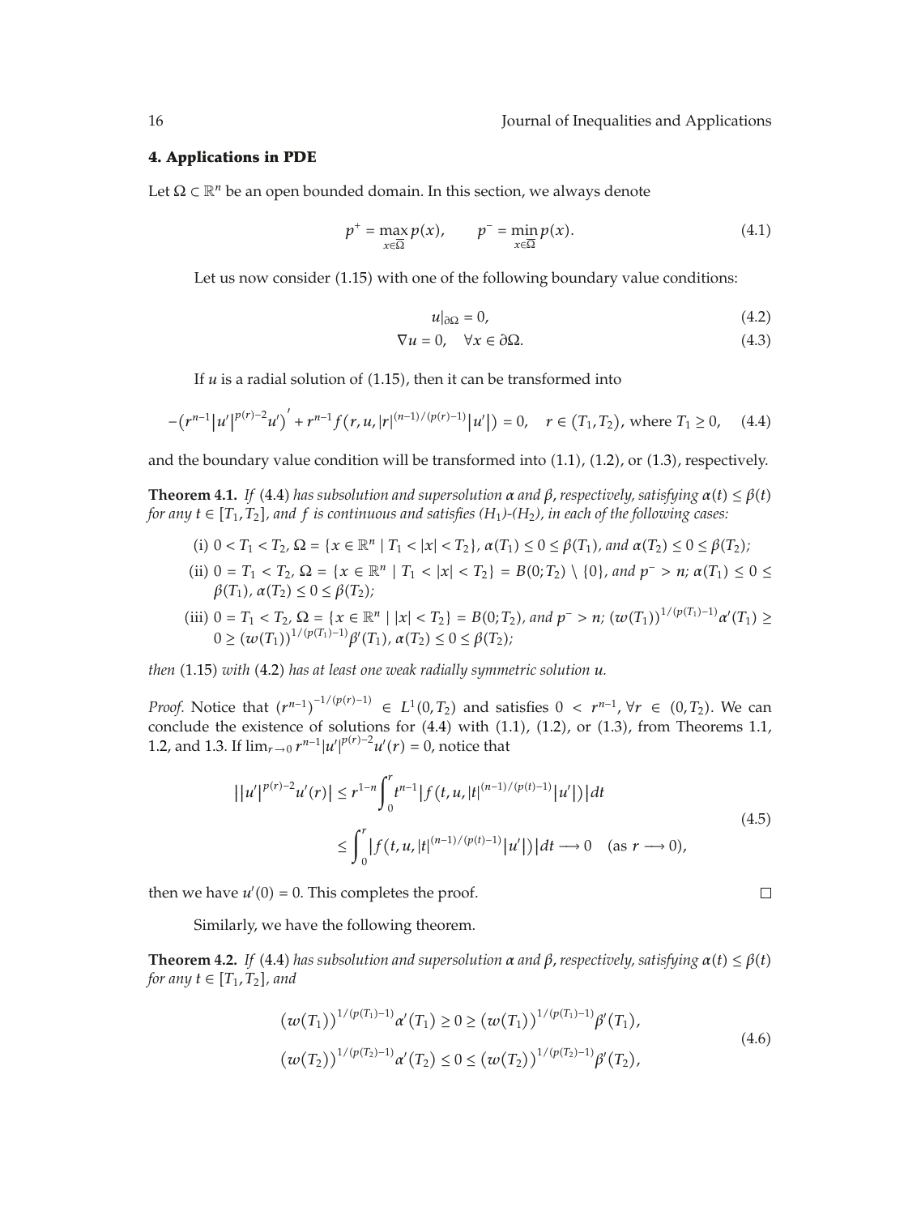## 4. Applications in PDE

Let $\Omega \subset \mathbb{R}^n$ be an open bounded domain. In this section, we always denote

$$p^+ = \max_{x\in\overline{\Omega}} p(x), \qquad p^- = \min_{x\in\overline{\Omega}} p(x). \tag{4.1}$$

Let us now consider (1.15) with one of the following boundary value conditions:

$$u|_{\partial\Omega} = 0, \tag{4.2}$$

$$\nabla u = 0, \quad \forall x \in \partial\Omega. \tag{4.3}$$

If $u$ is a radial solution of (1.15), then it can be transformed into

$$-\left(r^{n-1}|u'|^{p(r)-2}u'\right)' + r^{n-1}f\left(r, u, |r|^{(n-1)/(p(r)-1)}|u'|\right) = 0, \quad r \in (T_1, T_2), \text{ where } T_1 \geq 0, \tag{4.4}$$

and the boundary value condition will be transformed into (1.1), (1.2), or (1.3), respectively.

**Theorem 4.1.** *If* (4.4) *has subsolution and supersolution $\alpha$ and $\beta$, respectively, satisfying $\alpha(t) \leq \beta(t)$ for any $t \in [T_1, T_2]$, and $f$ is continuous and satisfies ($H_1$)-($H_2$), in each of the following cases:*

(i) $0 < T_1 < T_2$, $\Omega = \{x \in \mathbb{R}^n \mid T_1 < |x| < T_2\}$, $\alpha(T_1) \leq 0 \leq \beta(T_1)$, *and* $\alpha(T_2) \leq 0 \leq \beta(T_2)$;

(ii) $0 = T_1 < T_2$, $\Omega = \{x \in \mathbb{R}^n \mid T_1 < |x| < T_2\} = B(0; T_2) \setminus \{0\}$, *and* $p^- > n$; $\alpha(T_1) \leq 0 \leq \beta(T_1)$, $\alpha(T_2) \leq 0 \leq \beta(T_2)$;

(iii) $0 = T_1 < T_2$, $\Omega = \{x \in \mathbb{R}^n \mid |x| < T_2\} = B(0; T_2)$, *and* $p^- > n$; $(w(T_1))^{1/(p(T_1)-1)}\alpha'(T_1) \geq 0 \geq (w(T_1))^{1/(p(T_1)-1)}\beta'(T_1)$, $\alpha(T_2) \leq 0 \leq \beta(T_2)$;

*then* (1.15) *with* (4.2) *has at least one weak radially symmetric solution $u$.*

*Proof.* Notice that $(r^{n-1})^{-1/(p(r)-1)} \in L^1(0, T_2)$ and satisfies $0 < r^{n-1}$, $\forall r \in (0, T_2)$. We can conclude the existence of solutions for (4.4) with (1.1), (1.2), or (1.3), from Theorems 1.1, 1.2, and 1.3. If $\lim_{r\to 0} r^{n-1}|u'|^{p(r)-2}u'(r) = 0$, notice that

$$\begin{aligned}
\left||u'|^{p(r)-2}u'(r)\right| &\leq r^{1-n}\int_0^r t^{n-1}\left|f\left(t, u, |t|^{(n-1)/(p(t)-1)}|u'|\right)\right|dt \\
&\leq \int_0^r \left|f\left(t, u, |t|^{(n-1)/(p(t)-1)}|u'|\right)\right|dt \longrightarrow 0 \quad (\text{as } r \longrightarrow 0),
\end{aligned} \tag{4.5}$$

then we have $u'(0) = 0$. This completes the proof. $\square$

Similarly, we have the following theorem.

**Theorem 4.2.** *If* (4.4) *has subsolution and supersolution $\alpha$ and $\beta$, respectively, satisfying $\alpha(t) \leq \beta(t)$ for any $t \in [T_1, T_2]$, and*

$$\begin{aligned}
(w(T_1))^{1/(p(T_1)-1)}\alpha'(T_1) \geq 0 \geq (w(T_1))^{1/(p(T_1)-1)}\beta'(T_1), \\
(w(T_2))^{1/(p(T_2)-1)}\alpha'(T_2) \leq 0 \leq (w(T_2))^{1/(p(T_2)-1)}\beta'(T_2),
\end{aligned} \tag{4.6}$$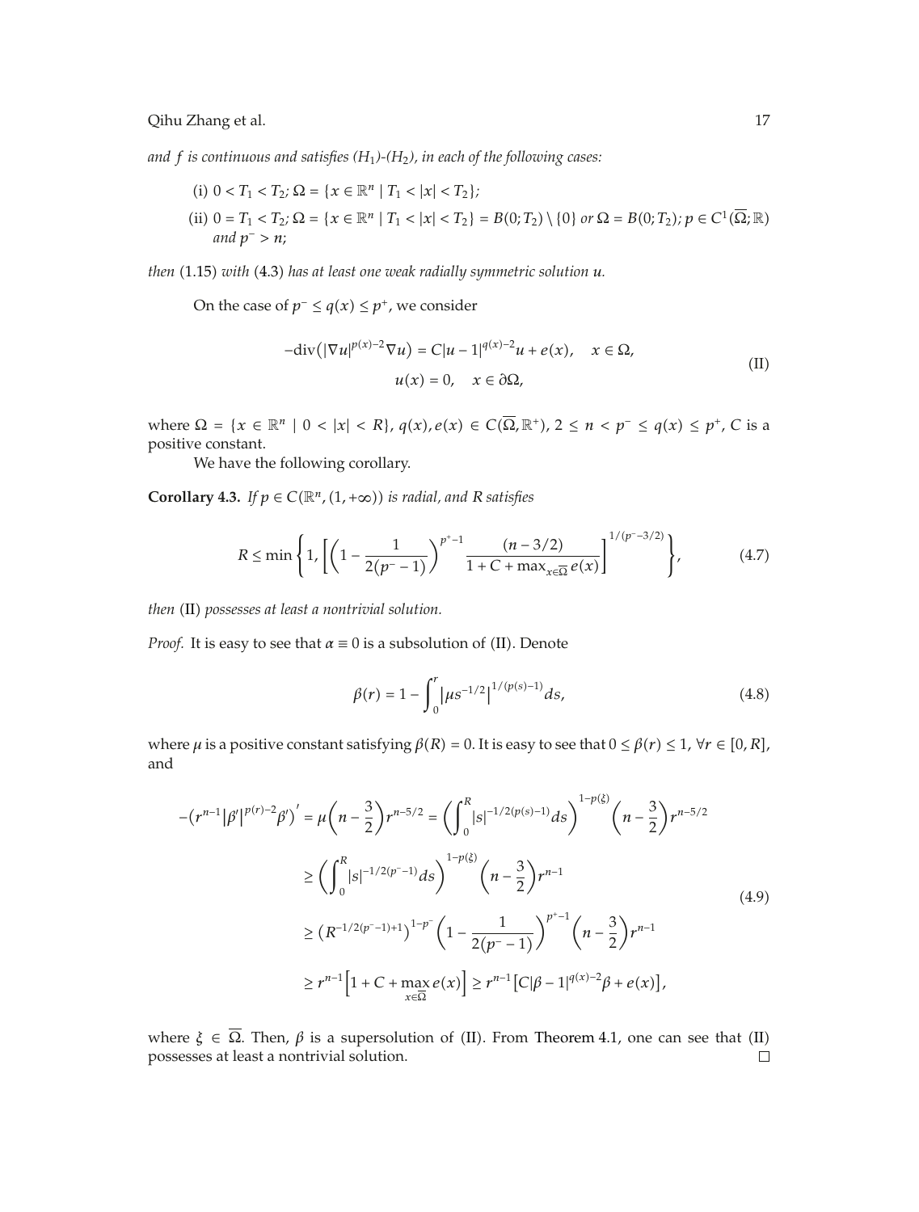*and $f$ is continuous and satisfies $(H_1)$-$(H_2)$, in each of the following cases:*

(i) $0 < T_1 < T_2$; $\Omega = \{x \in \mathbb{R}^n \mid T_1 < |x| < T_2\}$;

(ii) $0 = T_1 < T_2$; $\Omega = \{x \in \mathbb{R}^n \mid T_1 < |x| < T_2\} = B(0;T_2) \setminus \{0\}$ *or* $\Omega = B(0;T_2)$; $p \in C^1(\overline{\Omega};\mathbb{R})$ *and* $p^- > n$;

*then* (1.15) *with* (4.3) *has at least one weak radially symmetric solution* $u$.

On the case of $p^- \leq q(x) \leq p^+$, we consider

$$-\operatorname{div}\left(|\nabla u|^{p(x)-2}\nabla u\right) = C|u-1|^{q(x)-2}u + e(x), \quad x \in \Omega,$$
$$u(x) = 0, \quad x \in \partial\Omega, \tag{II}$$

where $\Omega = \{x \in \mathbb{R}^n \mid 0 < |x| < R\}$, $q(x), e(x) \in C(\overline{\Omega}, \mathbb{R}^+)$, $2 \leq n < p^- \leq q(x) \leq p^+$, $C$ is a positive constant.

We have the following corollary.

**Corollary 4.3.** *If $p \in C(\mathbb{R}^n, (1, +\infty))$ is radial, and $R$ satisfies*

$$R \leq \min\left\{1, \left[\left(1 - \frac{1}{2(p^- - 1)}\right)^{p^+ - 1} \frac{(n - 3/2)}{1 + C + \max_{x \in \overline{\Omega}} e(x)}\right]^{1/(p^- - 3/2)}\right\}, \tag{4.7}$$

*then* (II) *possesses at least a nontrivial solution.*

*Proof.* It is easy to see that $\alpha \equiv 0$ is a subsolution of (II). Denote

$$\beta(r) = 1 - \int_0^r \left|\mu s^{-1/2}\right|^{1/(p(s)-1)} ds, \tag{4.8}$$

where $\mu$ is a positive constant satisfying $\beta(R) = 0$. It is easy to see that $0 \leq \beta(r) \leq 1$, $\forall r \in [0, R]$, and

$$\begin{aligned}
-\left(r^{n-1}|\beta'|^{p(r)-2}\beta'\right)' &= \mu\left(n - \frac{3}{2}\right)r^{n-5/2} = \left(\int_0^R |s|^{-1/2(p(s)-1)} ds\right)^{1-p(\xi)} \left(n - \frac{3}{2}\right) r^{n-5/2} \\
&\geq \left(\int_0^R |s|^{-1/2(p^- - 1)} ds\right)^{1-p(\xi)} \left(n - \frac{3}{2}\right) r^{n-1} \\
&\geq \left(R^{-1/2(p^- - 1)+1}\right)^{1-p^-} \left(1 - \frac{1}{2(p^- - 1)}\right)^{p^+ - 1} \left(n - \frac{3}{2}\right) r^{n-1} \\
&\geq r^{n-1}\left[1 + C + \max_{x \in \overline{\Omega}} e(x)\right] \geq r^{n-1}\left[C|\beta - 1|^{q(x)-2}\beta + e(x)\right],
\end{aligned} \tag{4.9}$$

where $\xi \in \overline{\Omega}$. Then, $\beta$ is a supersolution of (II). From Theorem 4.1, one can see that (II) possesses at least a nontrivial solution. $\square$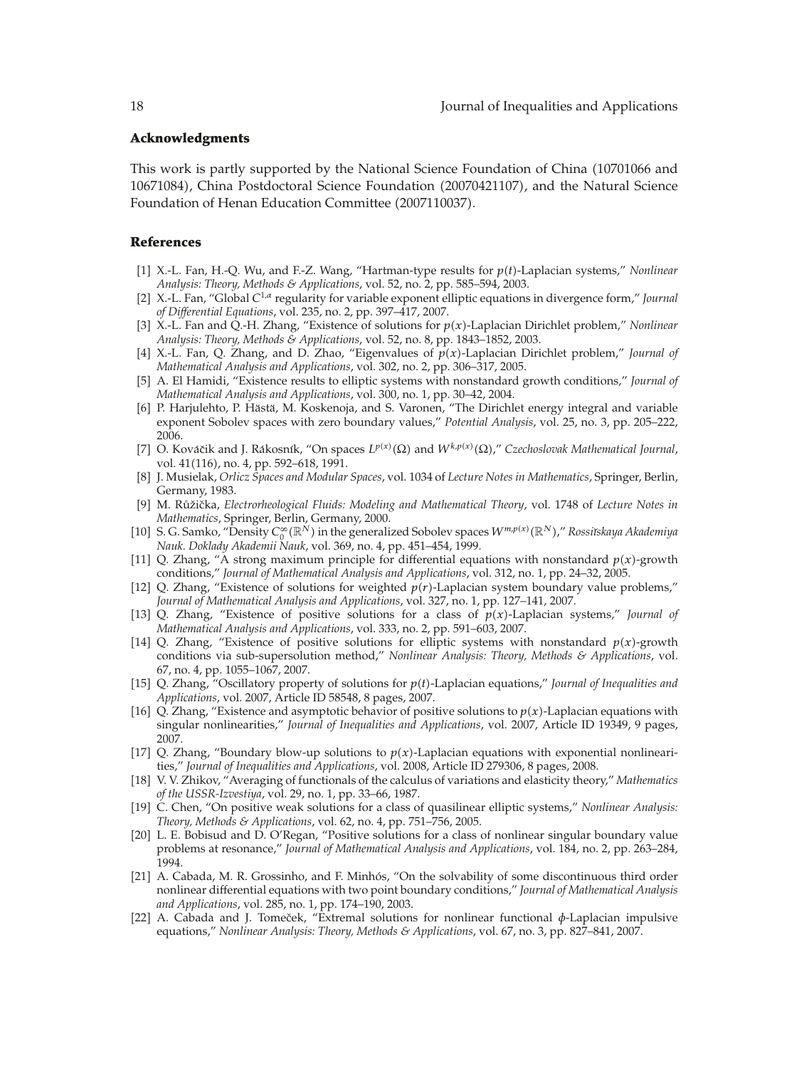## Acknowledgments

This work is partly supported by the National Science Foundation of China (10701066 and 10671084), China Postdoctoral Science Foundation (20070421107), and the Natural Science Foundation of Henan Education Committee (2007110037).

## References

[1] X.-L. Fan, H.-Q. Wu, and F.-Z. Wang, "Hartman-type results for $p(t)$-Laplacian systems," *Nonlinear Analysis: Theory, Methods & Applications*, vol. 52, no. 2, pp. 585–594, 2003.

[2] X.-L. Fan, "Global $C^{1,\alpha}$ regularity for variable exponent elliptic equations in divergence form," *Journal of Differential Equations*, vol. 235, no. 2, pp. 397–417, 2007.

[3] X.-L. Fan and Q.-H. Zhang, "Existence of solutions for $p(x)$-Laplacian Dirichlet problem," *Nonlinear Analysis: Theory, Methods & Applications*, vol. 52, no. 8, pp. 1843–1852, 2003.

[4] X.-L. Fan, Q. Zhang, and D. Zhao, "Eigenvalues of $p(x)$-Laplacian Dirichlet problem," *Journal of Mathematical Analysis and Applications*, vol. 302, no. 2, pp. 306–317, 2005.

[5] A. El Hamidi, "Existence results to elliptic systems with nonstandard growth conditions," *Journal of Mathematical Analysis and Applications*, vol. 300, no. 1, pp. 30–42, 2004.

[6] P. Harjulehto, P. Hästä, M. Koskenoja, and S. Varonen, "The Dirichlet energy integral and variable exponent Sobolev spaces with zero boundary values," *Potential Analysis*, vol. 25, no. 3, pp. 205–222, 2006.

[7] O. Kováčik and J. Rákosník, "On spaces $L^{p(x)}(\Omega)$ and $W^{k,p(x)}(\Omega)$," *Czechoslovak Mathematical Journal*, vol. 41(116), no. 4, pp. 592–618, 1991.

[8] J. Musielak, *Orlicz Spaces and Modular Spaces*, vol. 1034 of *Lecture Notes in Mathematics*, Springer, Berlin, Germany, 1983.

[9] M. Růžička, *Electrorheological Fluids: Modeling and Mathematical Theory*, vol. 1748 of *Lecture Notes in Mathematics*, Springer, Berlin, Germany, 2000.

[10] S. G. Samko, "Density $C_0^\infty(\mathbb{R}^N)$ in the generalized Sobolev spaces $W^{m,p(x)}(\mathbb{R}^N)$," *Rossiĭskaya Akademiya Nauk. Doklady Akademii Nauk*, vol. 369, no. 4, pp. 451–454, 1999.

[11] Q. Zhang, "A strong maximum principle for differential equations with nonstandard $p(x)$-growth conditions," *Journal of Mathematical Analysis and Applications*, vol. 312, no. 1, pp. 24–32, 2005.

[12] Q. Zhang, "Existence of solutions for weighted $p(r)$-Laplacian system boundary value problems," *Journal of Mathematical Analysis and Applications*, vol. 327, no. 1, pp. 127–141, 2007.

[13] Q. Zhang, "Existence of positive solutions for a class of $p(x)$-Laplacian systems," *Journal of Mathematical Analysis and Applications*, vol. 333, no. 2, pp. 591–603, 2007.

[14] Q. Zhang, "Existence of positive solutions for elliptic systems with nonstandard $p(x)$-growth conditions via sub-supersolution method," *Nonlinear Analysis: Theory, Methods & Applications*, vol. 67, no. 4, pp. 1055–1067, 2007.

[15] Q. Zhang, "Oscillatory property of solutions for $p(t)$-Laplacian equations," *Journal of Inequalities and Applications*, vol. 2007, Article ID 58548, 8 pages, 2007.

[16] Q. Zhang, "Existence and asymptotic behavior of positive solutions to $p(x)$-Laplacian equations with singular nonlinearities," *Journal of Inequalities and Applications*, vol. 2007, Article ID 19349, 9 pages, 2007.

[17] Q. Zhang, "Boundary blow-up solutions to $p(x)$-Laplacian equations with exponential nonlinearities," *Journal of Inequalities and Applications*, vol. 2008, Article ID 279306, 8 pages, 2008.

[18] V. V. Zhikov, "Averaging of functionals of the calculus of variations and elasticity theory," *Mathematics of the USSR-Izvestiya*, vol. 29, no. 1, pp. 33–66, 1987.

[19] C. Chen, "On positive weak solutions for a class of quasilinear elliptic systems," *Nonlinear Analysis: Theory, Methods & Applications*, vol. 62, no. 4, pp. 751–756, 2005.

[20] L. E. Bobisud and D. O'Regan, "Positive solutions for a class of nonlinear singular boundary value problems at resonance," *Journal of Mathematical Analysis and Applications*, vol. 184, no. 2, pp. 263–284, 1994.

[21] A. Cabada, M. R. Grossinho, and F. Minhós, "On the solvability of some discontinuous third order nonlinear differential equations with two point boundary conditions," *Journal of Mathematical Analysis and Applications*, vol. 285, no. 1, pp. 174–190, 2003.

[22] A. Cabada and J. Tomeček, "Extremal solutions for nonlinear functional $\phi$-Laplacian impulsive equations," *Nonlinear Analysis: Theory, Methods & Applications*, vol. 67, no. 3, pp. 827–841, 2007.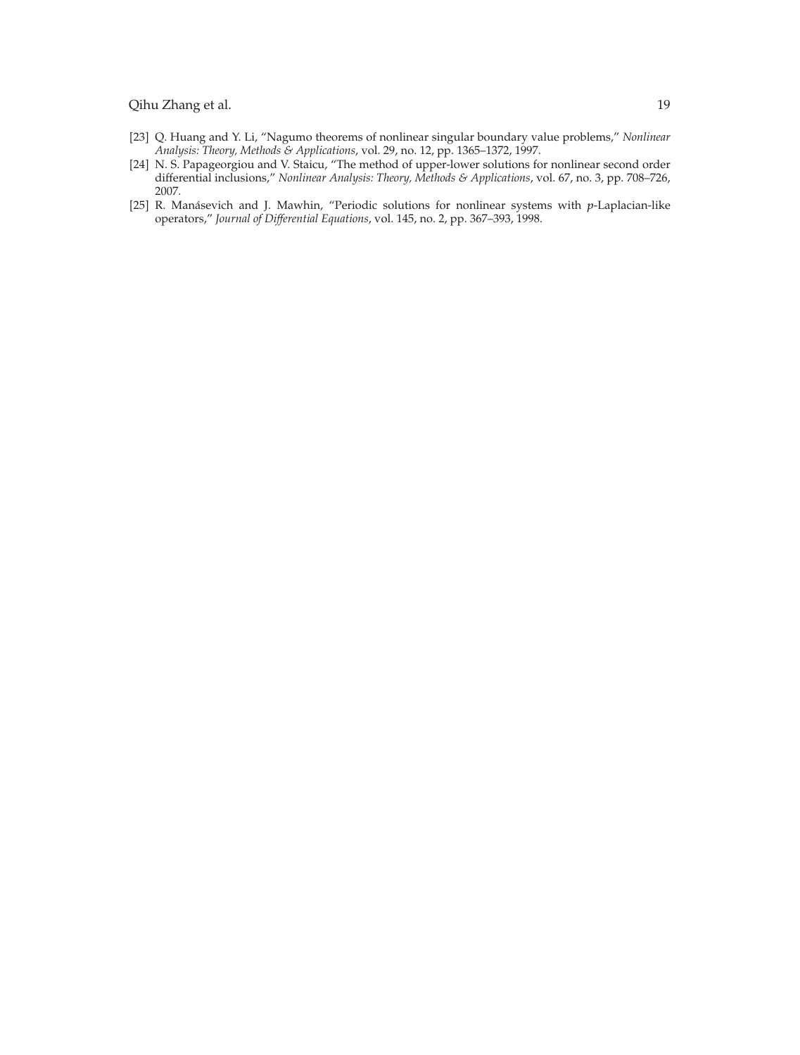[23] Q. Huang and Y. Li, "Nagumo theorems of nonlinear singular boundary value problems," *Nonlinear Analysis: Theory, Methods & Applications*, vol. 29, no. 12, pp. 1365–1372, 1997.

[24] N. S. Papageorgiou and V. Staicu, "The method of upper-lower solutions for nonlinear second order differential inclusions," *Nonlinear Analysis: Theory, Methods & Applications*, vol. 67, no. 3, pp. 708–726, 2007.

[25] R. Manásevich and J. Mawhin, "Periodic solutions for nonlinear systems with $p$-Laplacian-like operators," *Journal of Differential Equations*, vol. 145, no. 2, pp. 367–393, 1998.